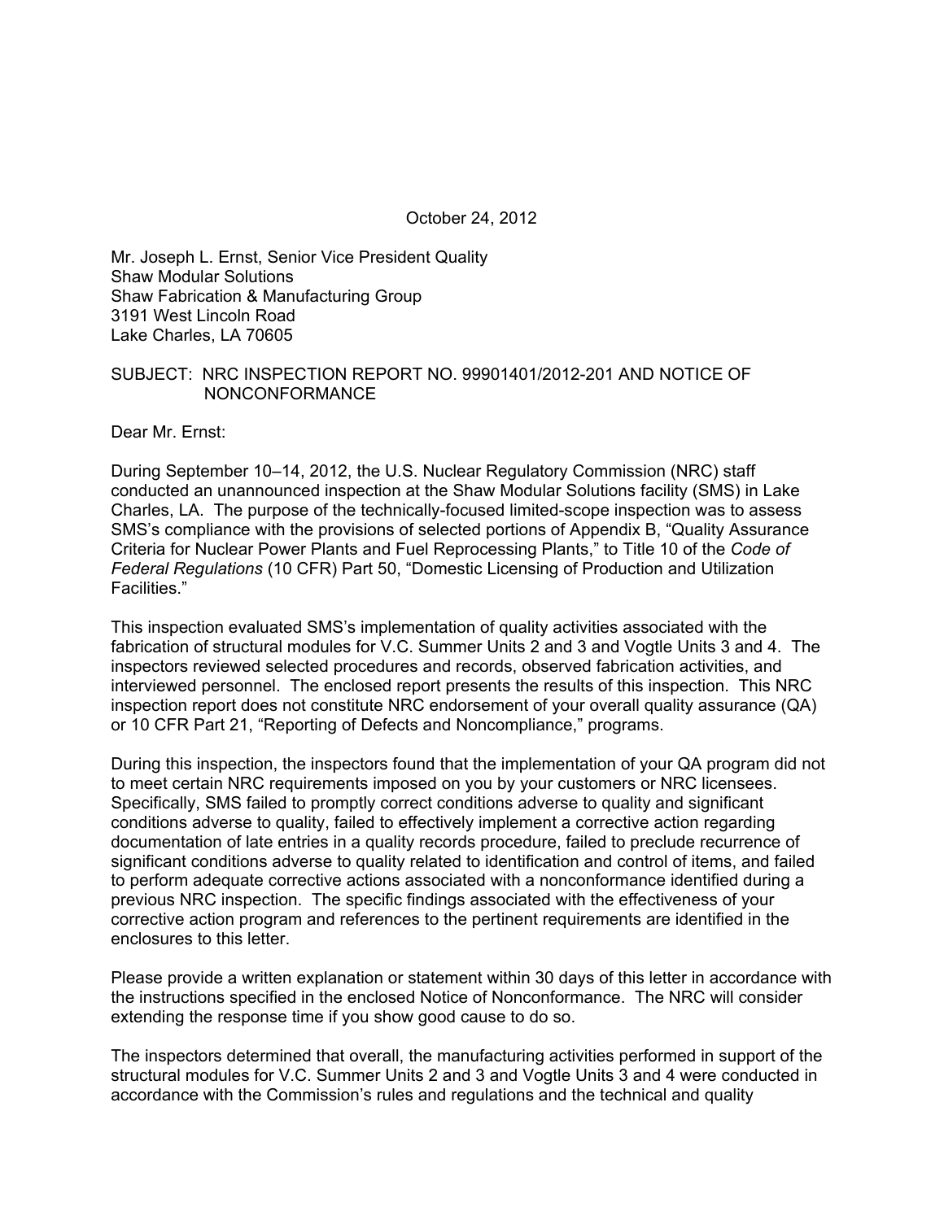October 24, 2012

Mr. Joseph L. Ernst, Senior Vice President Quality
Shaw Modular Solutions
Shaw Fabrication & Manufacturing Group
3191 West Lincoln Road
Lake Charles, LA 70605

SUBJECT: NRC INSPECTION REPORT NO. 99901401/2012-201 AND NOTICE OF NONCONFORMANCE

Dear Mr. Ernst:

During September 10–14, 2012, the U.S. Nuclear Regulatory Commission (NRC) staff conducted an unannounced inspection at the Shaw Modular Solutions facility (SMS) in Lake Charles, LA. The purpose of the technically-focused limited-scope inspection was to assess SMS's compliance with the provisions of selected portions of Appendix B, "Quality Assurance Criteria for Nuclear Power Plants and Fuel Reprocessing Plants," to Title 10 of the *Code of Federal Regulations* (10 CFR) Part 50, "Domestic Licensing of Production and Utilization Facilities."

This inspection evaluated SMS's implementation of quality activities associated with the fabrication of structural modules for V.C. Summer Units 2 and 3 and Vogtle Units 3 and 4. The inspectors reviewed selected procedures and records, observed fabrication activities, and interviewed personnel. The enclosed report presents the results of this inspection. This NRC inspection report does not constitute NRC endorsement of your overall quality assurance (QA) or 10 CFR Part 21, "Reporting of Defects and Noncompliance," programs.

During this inspection, the inspectors found that the implementation of your QA program did not to meet certain NRC requirements imposed on you by your customers or NRC licensees. Specifically, SMS failed to promptly correct conditions adverse to quality and significant conditions adverse to quality, failed to effectively implement a corrective action regarding documentation of late entries in a quality records procedure, failed to preclude recurrence of significant conditions adverse to quality related to identification and control of items, and failed to perform adequate corrective actions associated with a nonconformance identified during a previous NRC inspection. The specific findings associated with the effectiveness of your corrective action program and references to the pertinent requirements are identified in the enclosures to this letter.

Please provide a written explanation or statement within 30 days of this letter in accordance with the instructions specified in the enclosed Notice of Nonconformance. The NRC will consider extending the response time if you show good cause to do so.

The inspectors determined that overall, the manufacturing activities performed in support of the structural modules for V.C. Summer Units 2 and 3 and Vogtle Units 3 and 4 were conducted in accordance with the Commission's rules and regulations and the technical and quality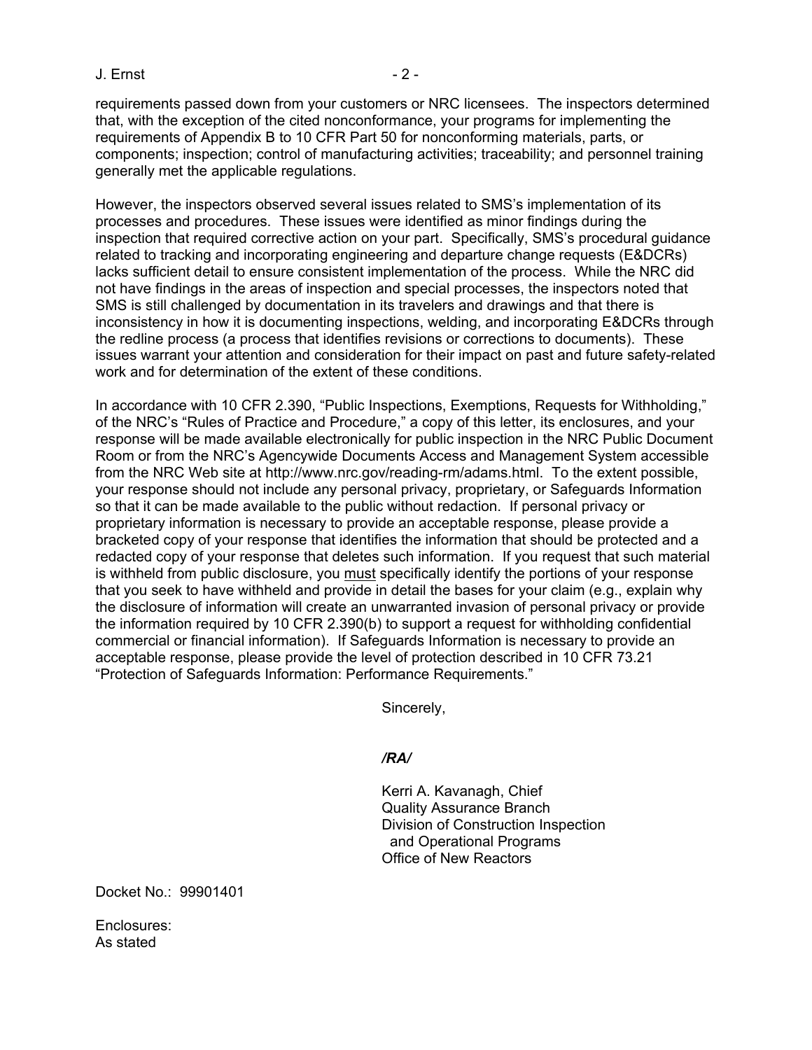requirements passed down from your customers or NRC licensees. The inspectors determined that, with the exception of the cited nonconformance, your programs for implementing the requirements of Appendix B to 10 CFR Part 50 for nonconforming materials, parts, or components; inspection; control of manufacturing activities; traceability; and personnel training generally met the applicable regulations.

However, the inspectors observed several issues related to SMS's implementation of its processes and procedures. These issues were identified as minor findings during the inspection that required corrective action on your part. Specifically, SMS's procedural guidance related to tracking and incorporating engineering and departure change requests (E&DCRs) lacks sufficient detail to ensure consistent implementation of the process. While the NRC did not have findings in the areas of inspection and special processes, the inspectors noted that SMS is still challenged by documentation in its travelers and drawings and that there is inconsistency in how it is documenting inspections, welding, and incorporating E&DCRs through the redline process (a process that identifies revisions or corrections to documents). These issues warrant your attention and consideration for their impact on past and future safety-related work and for determination of the extent of these conditions.

In accordance with 10 CFR 2.390, "Public Inspections, Exemptions, Requests for Withholding," of the NRC's "Rules of Practice and Procedure," a copy of this letter, its enclosures, and your response will be made available electronically for public inspection in the NRC Public Document Room or from the NRC's Agencywide Documents Access and Management System accessible from the NRC Web site at http://www.nrc.gov/reading-rm/adams.html. To the extent possible, your response should not include any personal privacy, proprietary, or Safeguards Information so that it can be made available to the public without redaction. If personal privacy or proprietary information is necessary to provide an acceptable response, please provide a bracketed copy of your response that identifies the information that should be protected and a redacted copy of your response that deletes such information. If you request that such material is withheld from public disclosure, you <u>must</u> specifically identify the portions of your response that you seek to have withheld and provide in detail the bases for your claim (e.g., explain why the disclosure of information will create an unwarranted invasion of personal privacy or provide the information required by 10 CFR 2.390(b) to support a request for withholding confidential commercial or financial information). If Safeguards Information is necessary to provide an acceptable response, please provide the level of protection described in 10 CFR 73.21 "Protection of Safeguards Information: Performance Requirements."

Sincerely,

***/RA/***

Kerri A. Kavanagh, Chief
Quality Assurance Branch
Division of Construction Inspection
and Operational Programs
Office of New Reactors

Docket No.: 99901401

Enclosures:
As stated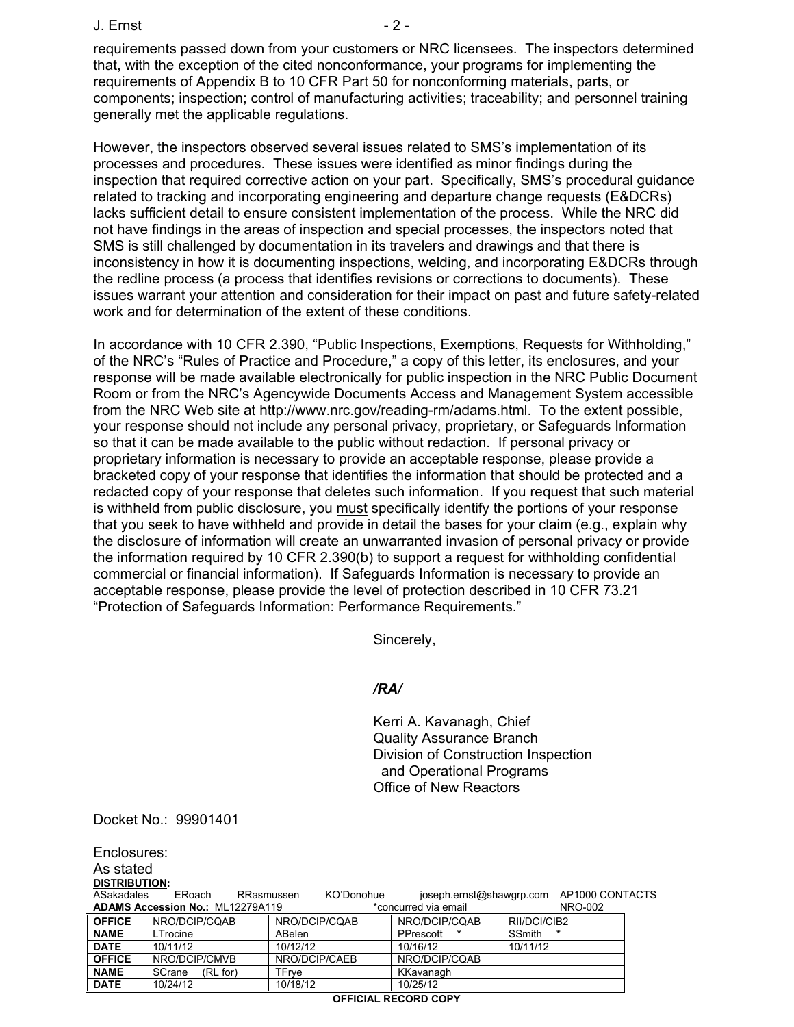requirements passed down from your customers or NRC licensees. The inspectors determined that, with the exception of the cited nonconformance, your programs for implementing the requirements of Appendix B to 10 CFR Part 50 for nonconforming materials, parts, or components; inspection; control of manufacturing activities; traceability; and personnel training generally met the applicable regulations.

However, the inspectors observed several issues related to SMS's implementation of its processes and procedures. These issues were identified as minor findings during the inspection that required corrective action on your part. Specifically, SMS's procedural guidance related to tracking and incorporating engineering and departure change requests (E&DCRs) lacks sufficient detail to ensure consistent implementation of the process. While the NRC did not have findings in the areas of inspection and special processes, the inspectors noted that SMS is still challenged by documentation in its travelers and drawings and that there is inconsistency in how it is documenting inspections, welding, and incorporating E&DCRs through the redline process (a process that identifies revisions or corrections to documents). These issues warrant your attention and consideration for their impact on past and future safety-related work and for determination of the extent of these conditions.

In accordance with 10 CFR 2.390, "Public Inspections, Exemptions, Requests for Withholding," of the NRC's "Rules of Practice and Procedure," a copy of this letter, its enclosures, and your response will be made available electronically for public inspection in the NRC Public Document Room or from the NRC's Agencywide Documents Access and Management System accessible from the NRC Web site at http://www.nrc.gov/reading-rm/adams.html. To the extent possible, your response should not include any personal privacy, proprietary, or Safeguards Information so that it can be made available to the public without redaction. If personal privacy or proprietary information is necessary to provide an acceptable response, please provide a bracketed copy of your response that identifies the information that should be protected and a redacted copy of your response that deletes such information. If you request that such material is withheld from public disclosure, you <u>must</u> specifically identify the portions of your response that you seek to have withheld and provide in detail the bases for your claim (e.g., explain why the disclosure of information will create an unwarranted invasion of personal privacy or provide the information required by 10 CFR 2.390(b) to support a request for withholding confidential commercial or financial information). If Safeguards Information is necessary to provide an acceptable response, please provide the level of protection described in 10 CFR 73.21 "Protection of Safeguards Information: Performance Requirements."

Sincerely,

***/RA/***

Kerri A. Kavanagh, Chief
Quality Assurance Branch
Division of Construction Inspection
and Operational Programs
Office of New Reactors

Docket No.: 99901401

Enclosures:
As stated

**DISTRIBUTION:**
ASakadales ERoach RRasmussen KO'Donohue joseph.ernst@shawgrp.com AP1000 CONTACTS

**ADAMS Accession No.:** ML12279A119 *concurred via email NRO-002

| **OFFICE** | NRO/DCIP/CQAB | NRO/DCIP/CQAB | NRO/DCIP/CQAB | RII/DCI/CIB2 |
|---|---|---|---|---|
| **NAME** | LTrocine | ABelen | PPrescott * | SSmith * |
| **DATE** | 10/11/12 | 10/12/12 | 10/16/12 | 10/11/12 |
| **OFFICE** | NRO/DCIP/CMVB | NRO/DCIP/CAEB | NRO/DCIP/CQAB | |
| **NAME** | SCrane (RL for) | TFrye | KKavanagh | |
| **DATE** | 10/24/12 | 10/18/12 | 10/25/12 | |

**OFFICIAL RECORD COPY**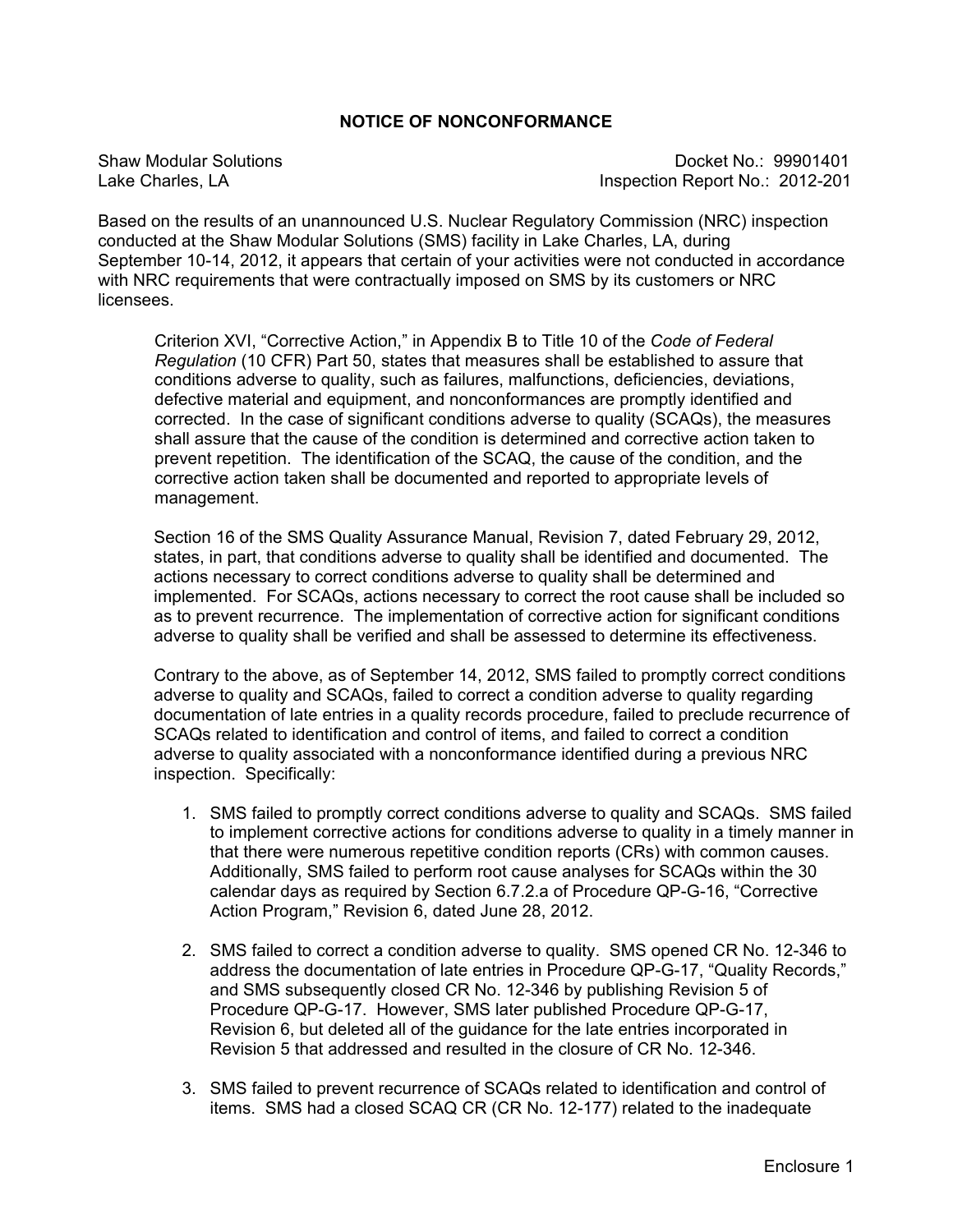# NOTICE OF NONCONFORMANCE

Shaw Modular Solutions
Lake Charles, LA

Docket No.: 99901401
Inspection Report No.: 2012-201

Based on the results of an unannounced U.S. Nuclear Regulatory Commission (NRC) inspection conducted at the Shaw Modular Solutions (SMS) facility in Lake Charles, LA, during September 10-14, 2012, it appears that certain of your activities were not conducted in accordance with NRC requirements that were contractually imposed on SMS by its customers or NRC licensees.

> Criterion XVI, "Corrective Action," in Appendix B to Title 10 of the *Code of Federal Regulation* (10 CFR) Part 50, states that measures shall be established to assure that conditions adverse to quality, such as failures, malfunctions, deficiencies, deviations, defective material and equipment, and nonconformances are promptly identified and corrected. In the case of significant conditions adverse to quality (SCAQs), the measures shall assure that the cause of the condition is determined and corrective action taken to prevent repetition. The identification of the SCAQ, the cause of the condition, and the corrective action taken shall be documented and reported to appropriate levels of management.
>
> Section 16 of the SMS Quality Assurance Manual, Revision 7, dated February 29, 2012, states, in part, that conditions adverse to quality shall be identified and documented. The actions necessary to correct conditions adverse to quality shall be determined and implemented. For SCAQs, actions necessary to correct the root cause shall be included so as to prevent recurrence. The implementation of corrective action for significant conditions adverse to quality shall be verified and shall be assessed to determine its effectiveness.
>
> Contrary to the above, as of September 14, 2012, SMS failed to promptly correct conditions adverse to quality and SCAQs, failed to correct a condition adverse to quality regarding documentation of late entries in a quality records procedure, failed to preclude recurrence of SCAQs related to identification and control of items, and failed to correct a condition adverse to quality associated with a nonconformance identified during a previous NRC inspection. Specifically:
>
> 1. SMS failed to promptly correct conditions adverse to quality and SCAQs. SMS failed to implement corrective actions for conditions adverse to quality in a timely manner in that there were numerous repetitive condition reports (CRs) with common causes. Additionally, SMS failed to perform root cause analyses for SCAQs within the 30 calendar days as required by Section 6.7.2.a of Procedure QP-G-16, "Corrective Action Program," Revision 6, dated June 28, 2012.
>
> 2. SMS failed to correct a condition adverse to quality. SMS opened CR No. 12-346 to address the documentation of late entries in Procedure QP-G-17, "Quality Records," and SMS subsequently closed CR No. 12-346 by publishing Revision 5 of Procedure QP-G-17. However, SMS later published Procedure QP-G-17, Revision 6, but deleted all of the guidance for the late entries incorporated in Revision 5 that addressed and resulted in the closure of CR No. 12-346.
>
> 3. SMS failed to prevent recurrence of SCAQs related to identification and control of items. SMS had a closed SCAQ CR (CR No. 12-177) related to the inadequate

Enclosure 1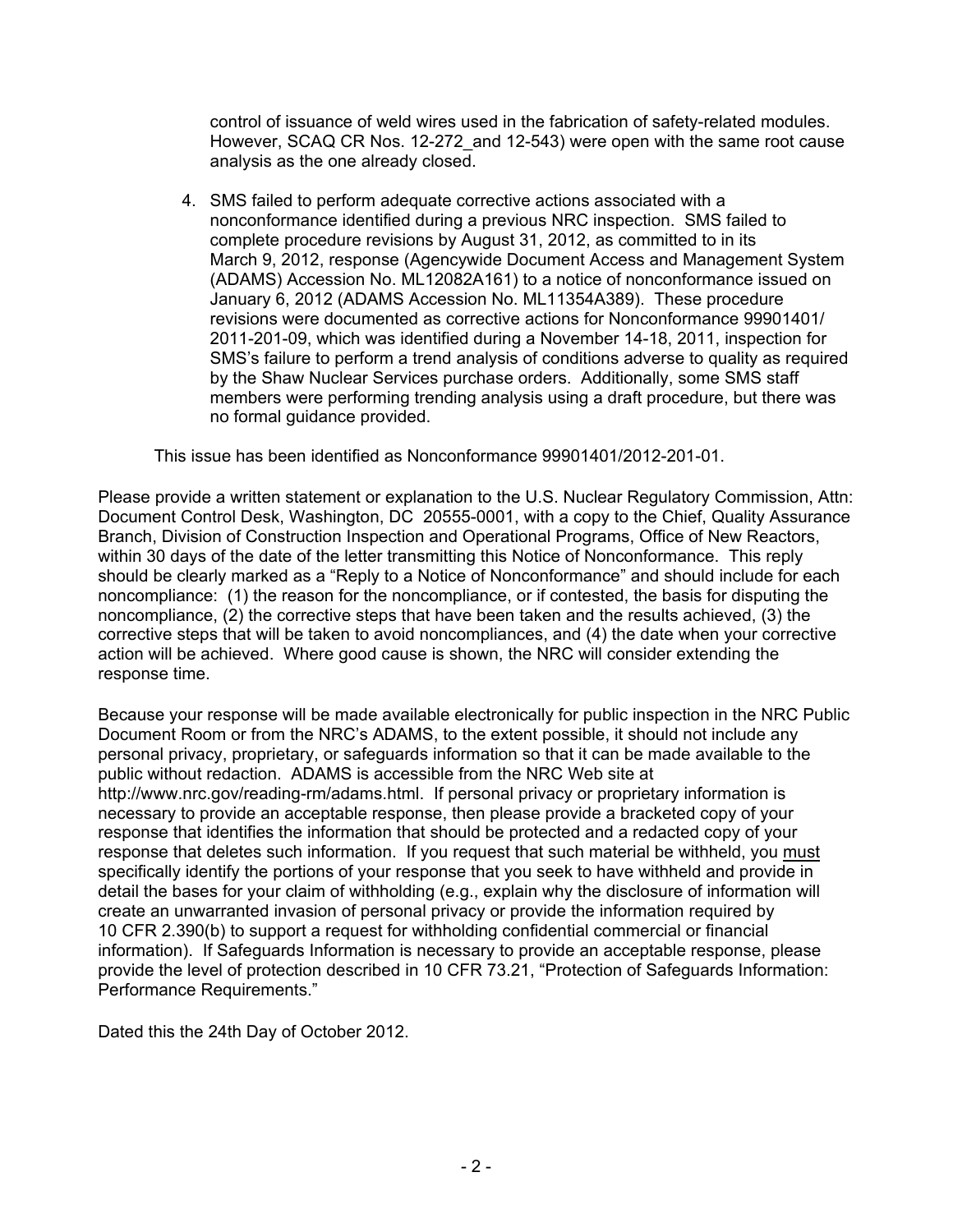control of issuance of weld wires used in the fabrication of safety-related modules. However, SCAQ CR Nos. 12-272_and 12-543) were open with the same root cause analysis as the one already closed.

4. SMS failed to perform adequate corrective actions associated with a nonconformance identified during a previous NRC inspection. SMS failed to complete procedure revisions by August 31, 2012, as committed to in its March 9, 2012, response (Agencywide Document Access and Management System (ADAMS) Accession No. ML12082A161) to a notice of nonconformance issued on January 6, 2012 (ADAMS Accession No. ML11354A389). These procedure revisions were documented as corrective actions for Nonconformance 99901401/2011-201-09, which was identified during a November 14-18, 2011, inspection for SMS's failure to perform a trend analysis of conditions adverse to quality as required by the Shaw Nuclear Services purchase orders. Additionally, some SMS staff members were performing trending analysis using a draft procedure, but there was no formal guidance provided.

This issue has been identified as Nonconformance 99901401/2012-201-01.

Please provide a written statement or explanation to the U.S. Nuclear Regulatory Commission, Attn: Document Control Desk, Washington, DC 20555-0001, with a copy to the Chief, Quality Assurance Branch, Division of Construction Inspection and Operational Programs, Office of New Reactors, within 30 days of the date of the letter transmitting this Notice of Nonconformance. This reply should be clearly marked as a "Reply to a Notice of Nonconformance" and should include for each noncompliance: (1) the reason for the noncompliance, or if contested, the basis for disputing the noncompliance, (2) the corrective steps that have been taken and the results achieved, (3) the corrective steps that will be taken to avoid noncompliances, and (4) the date when your corrective action will be achieved. Where good cause is shown, the NRC will consider extending the response time.

Because your response will be made available electronically for public inspection in the NRC Public Document Room or from the NRC's ADAMS, to the extent possible, it should not include any personal privacy, proprietary, or safeguards information so that it can be made available to the public without redaction. ADAMS is accessible from the NRC Web site at http://www.nrc.gov/reading-rm/adams.html. If personal privacy or proprietary information is necessary to provide an acceptable response, then please provide a bracketed copy of your response that identifies the information that should be protected and a redacted copy of your response that deletes such information. If you request that such material be withheld, you must specifically identify the portions of your response that you seek to have withheld and provide in detail the bases for your claim of withholding (e.g., explain why the disclosure of information will create an unwarranted invasion of personal privacy or provide the information required by 10 CFR 2.390(b) to support a request for withholding confidential commercial or financial information). If Safeguards Information is necessary to provide an acceptable response, please provide the level of protection described in 10 CFR 73.21, "Protection of Safeguards Information: Performance Requirements."

Dated this the 24th Day of October 2012.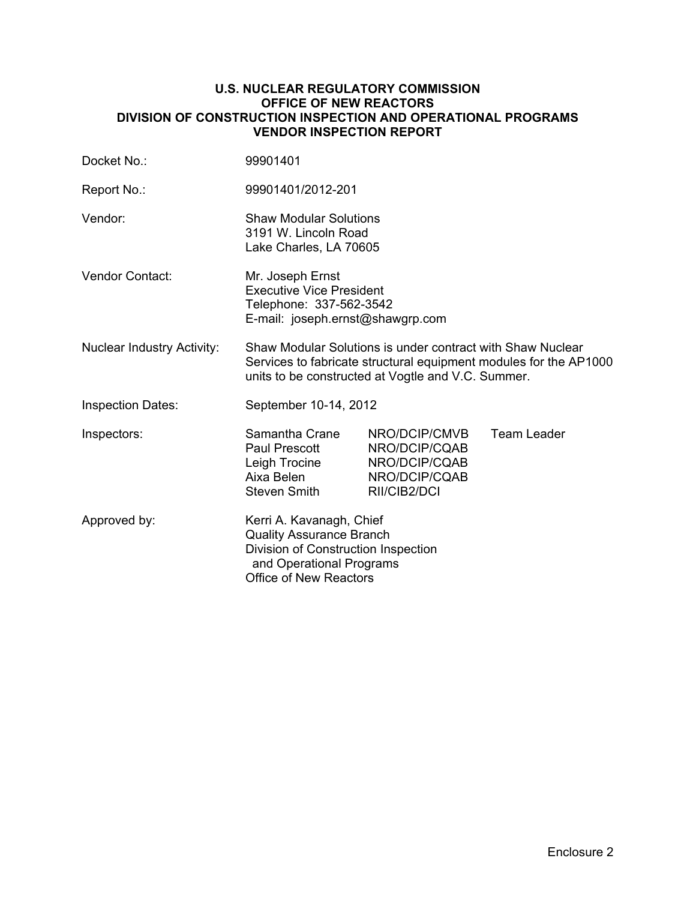**U.S. NUCLEAR REGULATORY COMMISSION**
**OFFICE OF NEW REACTORS**
**DIVISION OF CONSTRUCTION INSPECTION AND OPERATIONAL PROGRAMS**
**VENDOR INSPECTION REPORT**

| | | | |
|---|---|---|---|
| Docket No.: | 99901401 | | |
| Report No.: | 99901401/2012-201 | | |
| Vendor: | Shaw Modular Solutions<br>3191 W. Lincoln Road<br>Lake Charles, LA 70605 | | |
| Vendor Contact: | Mr. Joseph Ernst<br>Executive Vice President<br>Telephone: 337-562-3542<br>E-mail: joseph.ernst@shawgrp.com | | |
| Nuclear Industry Activity: | Shaw Modular Solutions is under contract with Shaw Nuclear Services to fabricate structural equipment modules for the AP1000 units to be constructed at Vogtle and V.C. Summer. | | |
| Inspection Dates: | September 10-14, 2012 | | |
| Inspectors: | Samantha Crane | NRO/DCIP/CMVB | Team Leader |
| | Paul Prescott | NRO/DCIP/CQAB | |
| | Leigh Trocine | NRO/DCIP/CQAB | |
| | Aixa Belen | NRO/DCIP/CQAB | |
| | Steven Smith | RII/CIB2/DCI | |
| Approved by: | Kerri A. Kavanagh, Chief<br>Quality Assurance Branch<br>Division of Construction Inspection and Operational Programs<br>Office of New Reactors | | |

Enclosure 2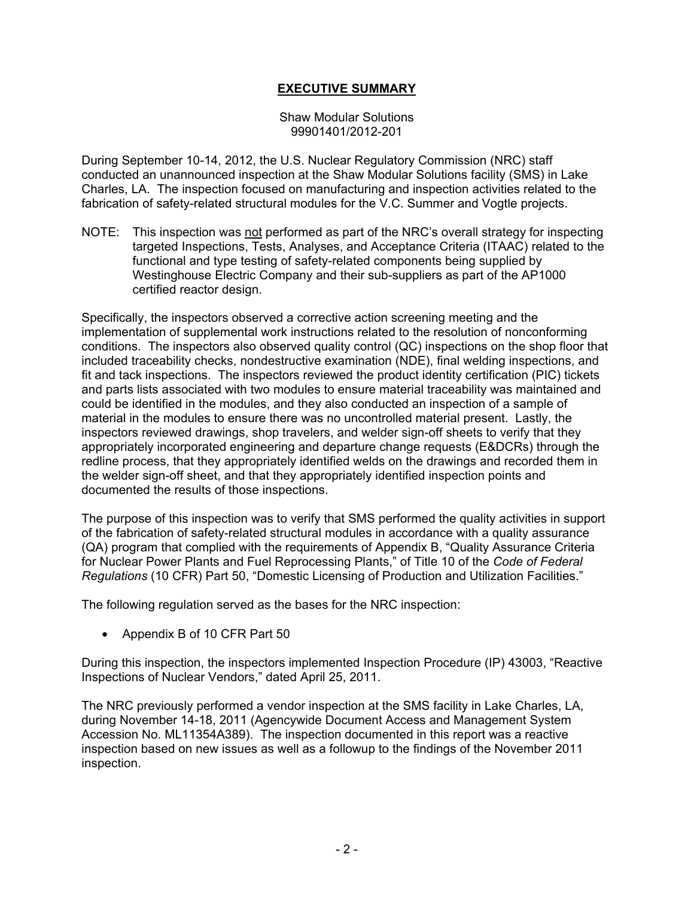# **EXECUTIVE SUMMARY**

Shaw Modular Solutions
99901401/2012-201

During September 10-14, 2012, the U.S. Nuclear Regulatory Commission (NRC) staff conducted an unannounced inspection at the Shaw Modular Solutions facility (SMS) in Lake Charles, LA. The inspection focused on manufacturing and inspection activities related to the fabrication of safety-related structural modules for the V.C. Summer and Vogtle projects.

NOTE: This inspection was not performed as part of the NRC's overall strategy for inspecting targeted Inspections, Tests, Analyses, and Acceptance Criteria (ITAAC) related to the functional and type testing of safety-related components being supplied by Westinghouse Electric Company and their sub-suppliers as part of the AP1000 certified reactor design.

Specifically, the inspectors observed a corrective action screening meeting and the implementation of supplemental work instructions related to the resolution of nonconforming conditions. The inspectors also observed quality control (QC) inspections on the shop floor that included traceability checks, nondestructive examination (NDE), final welding inspections, and fit and tack inspections. The inspectors reviewed the product identity certification (PIC) tickets and parts lists associated with two modules to ensure material traceability was maintained and could be identified in the modules, and they also conducted an inspection of a sample of material in the modules to ensure there was no uncontrolled material present. Lastly, the inspectors reviewed drawings, shop travelers, and welder sign-off sheets to verify that they appropriately incorporated engineering and departure change requests (E&DCRs) through the redline process, that they appropriately identified welds on the drawings and recorded them in the welder sign-off sheet, and that they appropriately identified inspection points and documented the results of those inspections.

The purpose of this inspection was to verify that SMS performed the quality activities in support of the fabrication of safety-related structural modules in accordance with a quality assurance (QA) program that complied with the requirements of Appendix B, "Quality Assurance Criteria for Nuclear Power Plants and Fuel Reprocessing Plants," of Title 10 of the *Code of Federal Regulations* (10 CFR) Part 50, "Domestic Licensing of Production and Utilization Facilities."

The following regulation served as the bases for the NRC inspection:

- Appendix B of 10 CFR Part 50

During this inspection, the inspectors implemented Inspection Procedure (IP) 43003, "Reactive Inspections of Nuclear Vendors," dated April 25, 2011.

The NRC previously performed a vendor inspection at the SMS facility in Lake Charles, LA, during November 14-18, 2011 (Agencywide Document Access and Management System Accession No. ML11354A389). The inspection documented in this report was a reactive inspection based on new issues as well as a followup to the findings of the November 2011 inspection.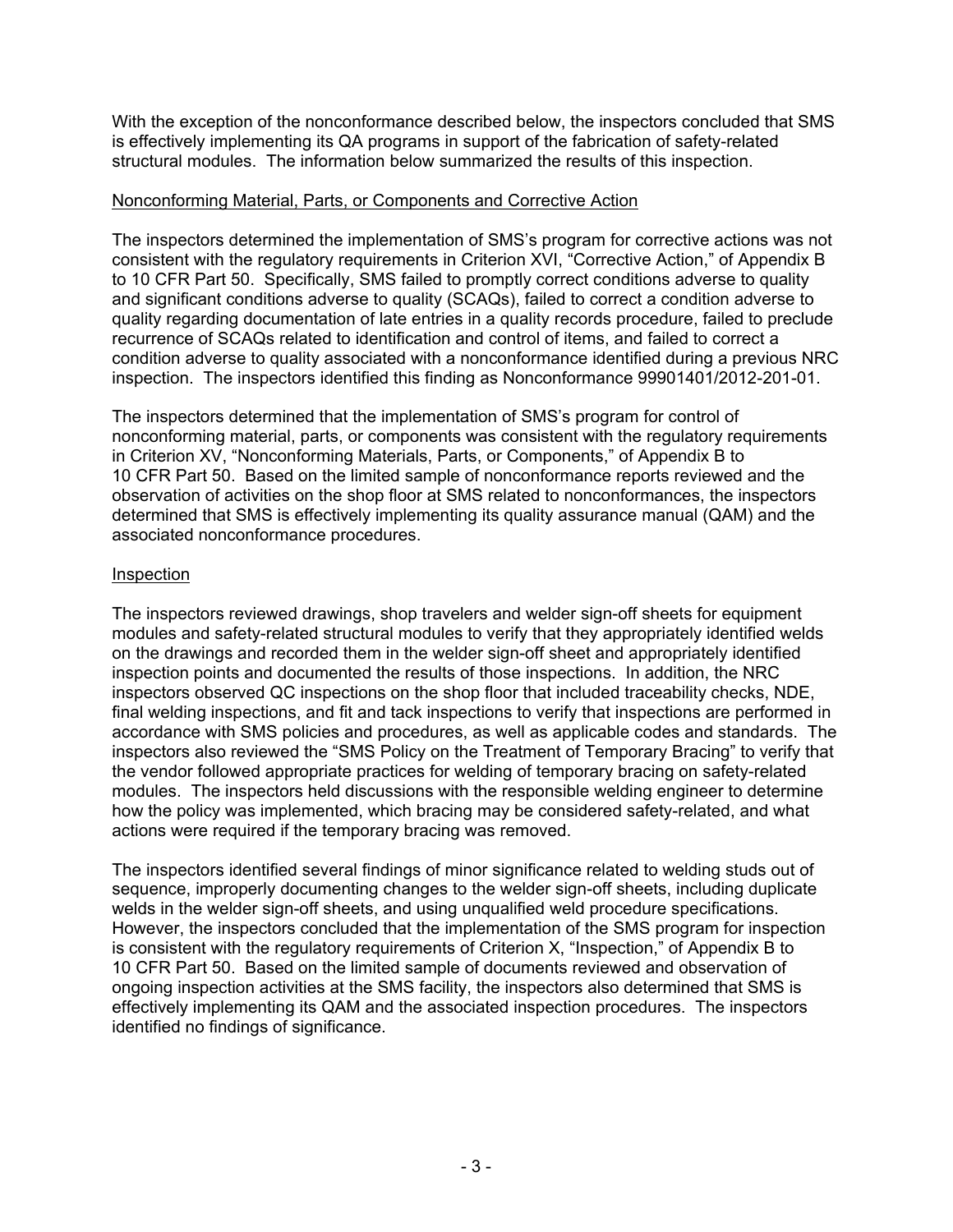With the exception of the nonconformance described below, the inspectors concluded that SMS is effectively implementing its QA programs in support of the fabrication of safety-related structural modules. The information below summarized the results of this inspection.

## Nonconforming Material, Parts, or Components and Corrective Action

The inspectors determined the implementation of SMS's program for corrective actions was not consistent with the regulatory requirements in Criterion XVI, "Corrective Action," of Appendix B to 10 CFR Part 50. Specifically, SMS failed to promptly correct conditions adverse to quality and significant conditions adverse to quality (SCAQs), failed to correct a condition adverse to quality regarding documentation of late entries in a quality records procedure, failed to preclude recurrence of SCAQs related to identification and control of items, and failed to correct a condition adverse to quality associated with a nonconformance identified during a previous NRC inspection. The inspectors identified this finding as Nonconformance 99901401/2012-201-01.

The inspectors determined that the implementation of SMS's program for control of nonconforming material, parts, or components was consistent with the regulatory requirements in Criterion XV, "Nonconforming Materials, Parts, or Components," of Appendix B to 10 CFR Part 50. Based on the limited sample of nonconformance reports reviewed and the observation of activities on the shop floor at SMS related to nonconformances, the inspectors determined that SMS is effectively implementing its quality assurance manual (QAM) and the associated nonconformance procedures.

## Inspection

The inspectors reviewed drawings, shop travelers and welder sign-off sheets for equipment modules and safety-related structural modules to verify that they appropriately identified welds on the drawings and recorded them in the welder sign-off sheet and appropriately identified inspection points and documented the results of those inspections. In addition, the NRC inspectors observed QC inspections on the shop floor that included traceability checks, NDE, final welding inspections, and fit and tack inspections to verify that inspections are performed in accordance with SMS policies and procedures, as well as applicable codes and standards. The inspectors also reviewed the "SMS Policy on the Treatment of Temporary Bracing" to verify that the vendor followed appropriate practices for welding of temporary bracing on safety-related modules. The inspectors held discussions with the responsible welding engineer to determine how the policy was implemented, which bracing may be considered safety-related, and what actions were required if the temporary bracing was removed.

The inspectors identified several findings of minor significance related to welding studs out of sequence, improperly documenting changes to the welder sign-off sheets, including duplicate welds in the welder sign-off sheets, and using unqualified weld procedure specifications. However, the inspectors concluded that the implementation of the SMS program for inspection is consistent with the regulatory requirements of Criterion X, "Inspection," of Appendix B to 10 CFR Part 50. Based on the limited sample of documents reviewed and observation of ongoing inspection activities at the SMS facility, the inspectors also determined that SMS is effectively implementing its QAM and the associated inspection procedures. The inspectors identified no findings of significance.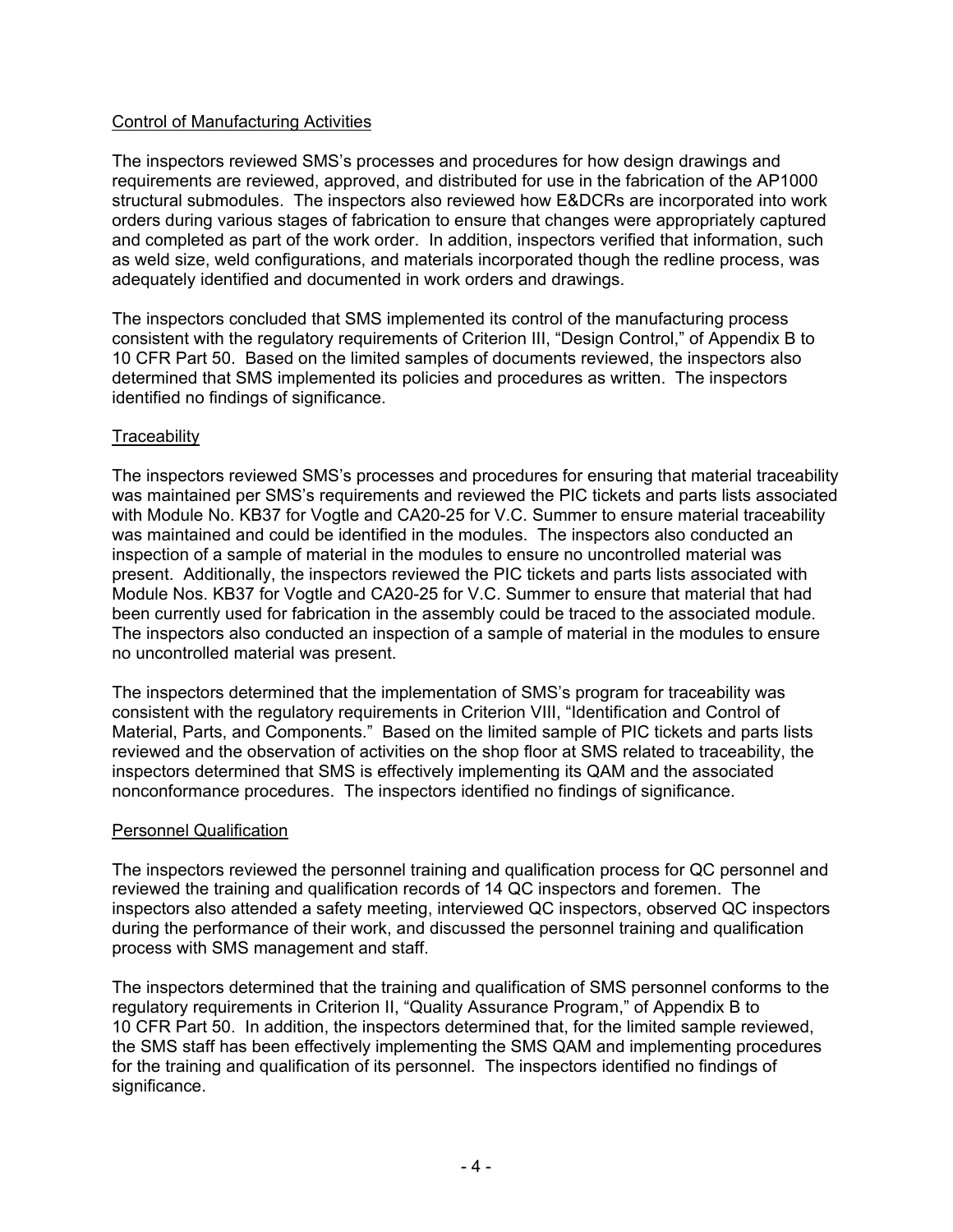<u>Control of Manufacturing Activities</u>

The inspectors reviewed SMS's processes and procedures for how design drawings and requirements are reviewed, approved, and distributed for use in the fabrication of the AP1000 structural submodules. The inspectors also reviewed how E&DCRs are incorporated into work orders during various stages of fabrication to ensure that changes were appropriately captured and completed as part of the work order. In addition, inspectors verified that information, such as weld size, weld configurations, and materials incorporated though the redline process, was adequately identified and documented in work orders and drawings.

The inspectors concluded that SMS implemented its control of the manufacturing process consistent with the regulatory requirements of Criterion III, "Design Control," of Appendix B to 10 CFR Part 50. Based on the limited samples of documents reviewed, the inspectors also determined that SMS implemented its policies and procedures as written. The inspectors identified no findings of significance.

<u>Traceability</u>

The inspectors reviewed SMS's processes and procedures for ensuring that material traceability was maintained per SMS's requirements and reviewed the PIC tickets and parts lists associated with Module No. KB37 for Vogtle and CA20-25 for V.C. Summer to ensure material traceability was maintained and could be identified in the modules. The inspectors also conducted an inspection of a sample of material in the modules to ensure no uncontrolled material was present. Additionally, the inspectors reviewed the PIC tickets and parts lists associated with Module Nos. KB37 for Vogtle and CA20-25 for V.C. Summer to ensure that material that had been currently used for fabrication in the assembly could be traced to the associated module. The inspectors also conducted an inspection of a sample of material in the modules to ensure no uncontrolled material was present.

The inspectors determined that the implementation of SMS's program for traceability was consistent with the regulatory requirements in Criterion VIII, "Identification and Control of Material, Parts, and Components." Based on the limited sample of PIC tickets and parts lists reviewed and the observation of activities on the shop floor at SMS related to traceability, the inspectors determined that SMS is effectively implementing its QAM and the associated nonconformance procedures. The inspectors identified no findings of significance.

<u>Personnel Qualification</u>

The inspectors reviewed the personnel training and qualification process for QC personnel and reviewed the training and qualification records of 14 QC inspectors and foremen. The inspectors also attended a safety meeting, interviewed QC inspectors, observed QC inspectors during the performance of their work, and discussed the personnel training and qualification process with SMS management and staff.

The inspectors determined that the training and qualification of SMS personnel conforms to the regulatory requirements in Criterion II, "Quality Assurance Program," of Appendix B to 10 CFR Part 50. In addition, the inspectors determined that, for the limited sample reviewed, the SMS staff has been effectively implementing the SMS QAM and implementing procedures for the training and qualification of its personnel. The inspectors identified no findings of significance.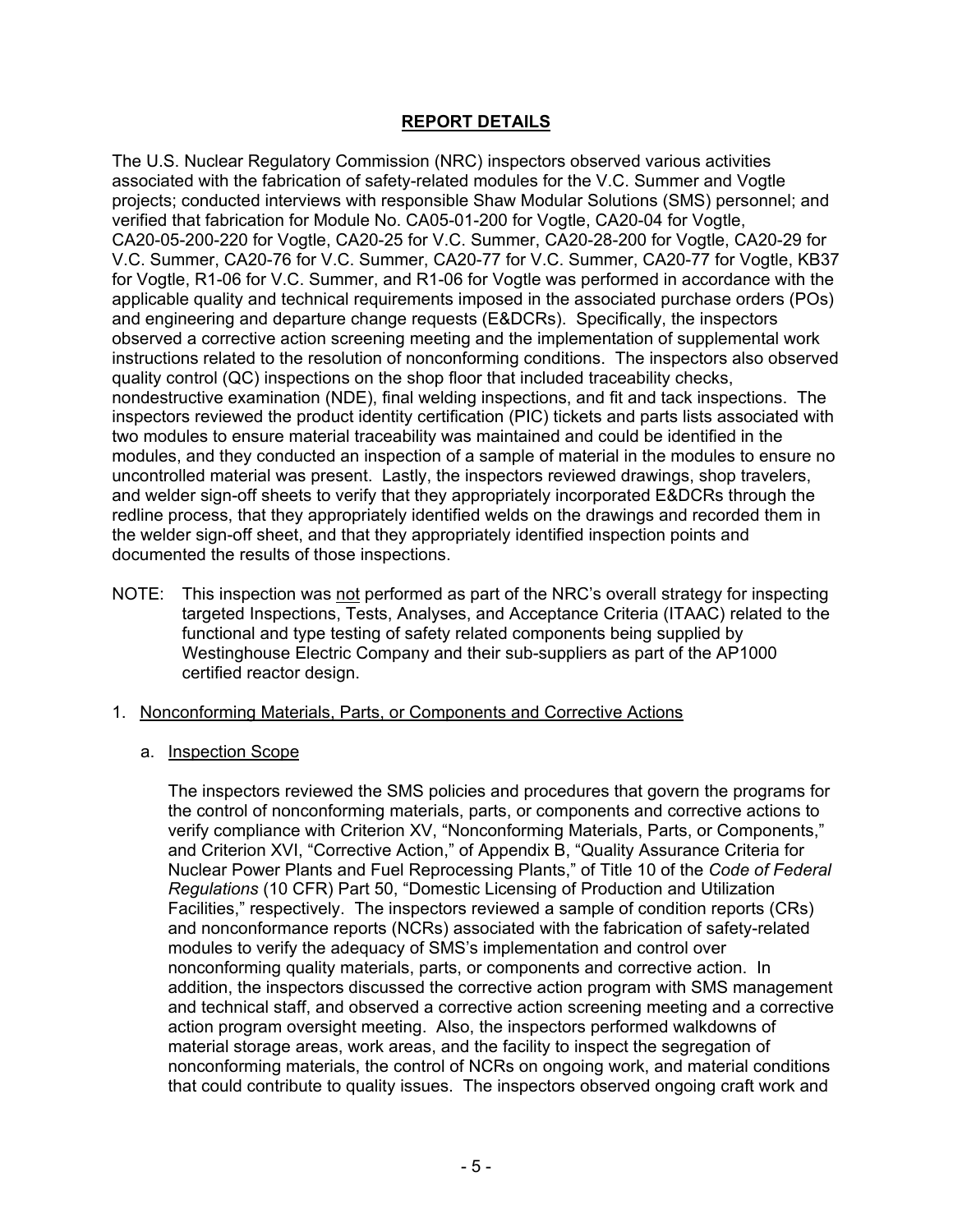## REPORT DETAILS

The U.S. Nuclear Regulatory Commission (NRC) inspectors observed various activities associated with the fabrication of safety-related modules for the V.C. Summer and Vogtle projects; conducted interviews with responsible Shaw Modular Solutions (SMS) personnel; and verified that fabrication for Module No. CA05-01-200 for Vogtle, CA20-04 for Vogtle, CA20-05-200-220 for Vogtle, CA20-25 for V.C. Summer, CA20-28-200 for Vogtle, CA20-29 for V.C. Summer, CA20-76 for V.C. Summer, CA20-77 for V.C. Summer, CA20-77 for Vogtle, KB37 for Vogtle, R1-06 for V.C. Summer, and R1-06 for Vogtle was performed in accordance with the applicable quality and technical requirements imposed in the associated purchase orders (POs) and engineering and departure change requests (E&DCRs). Specifically, the inspectors observed a corrective action screening meeting and the implementation of supplemental work instructions related to the resolution of nonconforming conditions. The inspectors also observed quality control (QC) inspections on the shop floor that included traceability checks, nondestructive examination (NDE), final welding inspections, and fit and tack inspections. The inspectors reviewed the product identity certification (PIC) tickets and parts lists associated with two modules to ensure material traceability was maintained and could be identified in the modules, and they conducted an inspection of a sample of material in the modules to ensure no uncontrolled material was present. Lastly, the inspectors reviewed drawings, shop travelers, and welder sign-off sheets to verify that they appropriately incorporated E&DCRs through the redline process, that they appropriately identified welds on the drawings and recorded them in the welder sign-off sheet, and that they appropriately identified inspection points and documented the results of those inspections.

NOTE: This inspection was not performed as part of the NRC's overall strategy for inspecting targeted Inspections, Tests, Analyses, and Acceptance Criteria (ITAAC) related to the functional and type testing of safety related components being supplied by Westinghouse Electric Company and their sub-suppliers as part of the AP1000 certified reactor design.

1. Nonconforming Materials, Parts, or Components and Corrective Actions

   a. Inspection Scope

   The inspectors reviewed the SMS policies and procedures that govern the programs for the control of nonconforming materials, parts, or components and corrective actions to verify compliance with Criterion XV, "Nonconforming Materials, Parts, or Components," and Criterion XVI, "Corrective Action," of Appendix B, "Quality Assurance Criteria for Nuclear Power Plants and Fuel Reprocessing Plants," of Title 10 of the *Code of Federal Regulations* (10 CFR) Part 50, "Domestic Licensing of Production and Utilization Facilities," respectively. The inspectors reviewed a sample of condition reports (CRs) and nonconformance reports (NCRs) associated with the fabrication of safety-related modules to verify the adequacy of SMS's implementation and control over nonconforming quality materials, parts, or components and corrective action. In addition, the inspectors discussed the corrective action program with SMS management and technical staff, and observed a corrective action screening meeting and a corrective action program oversight meeting. Also, the inspectors performed walkdowns of material storage areas, work areas, and the facility to inspect the segregation of nonconforming materials, the control of NCRs on ongoing work, and material conditions that could contribute to quality issues. The inspectors observed ongoing craft work and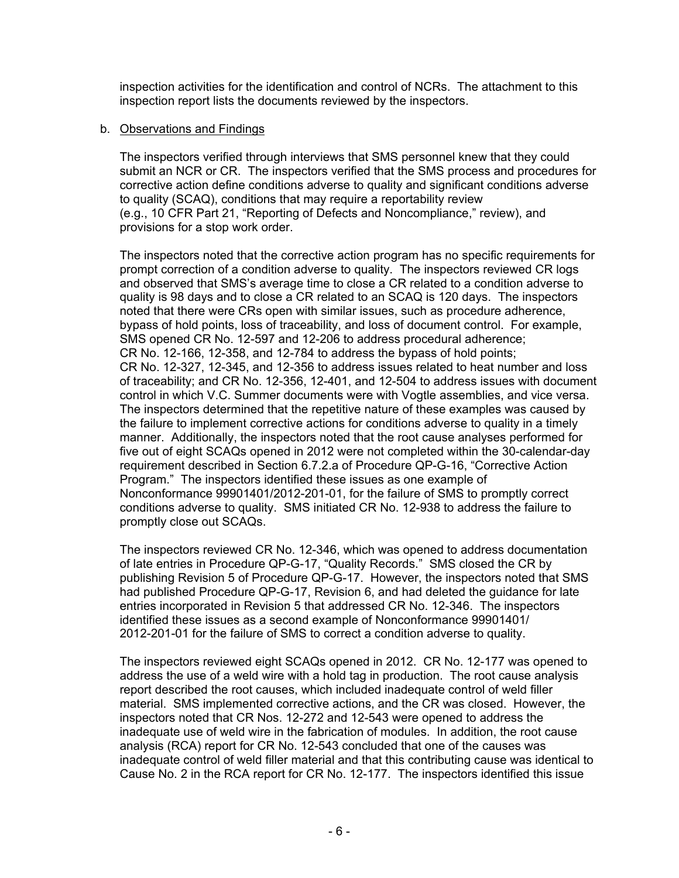inspection activities for the identification and control of NCRs. The attachment to this inspection report lists the documents reviewed by the inspectors.

b. Observations and Findings

The inspectors verified through interviews that SMS personnel knew that they could submit an NCR or CR. The inspectors verified that the SMS process and procedures for corrective action define conditions adverse to quality and significant conditions adverse to quality (SCAQ), conditions that may require a reportability review (e.g., 10 CFR Part 21, "Reporting of Defects and Noncompliance," review), and provisions for a stop work order.

The inspectors noted that the corrective action program has no specific requirements for prompt correction of a condition adverse to quality. The inspectors reviewed CR logs and observed that SMS's average time to close a CR related to a condition adverse to quality is 98 days and to close a CR related to an SCAQ is 120 days. The inspectors noted that there were CRs open with similar issues, such as procedure adherence, bypass of hold points, loss of traceability, and loss of document control. For example, SMS opened CR No. 12-597 and 12-206 to address procedural adherence; CR No. 12-166, 12-358, and 12-784 to address the bypass of hold points; CR No. 12-327, 12-345, and 12-356 to address issues related to heat number and loss of traceability; and CR No. 12-356, 12-401, and 12-504 to address issues with document control in which V.C. Summer documents were with Vogtle assemblies, and vice versa. The inspectors determined that the repetitive nature of these examples was caused by the failure to implement corrective actions for conditions adverse to quality in a timely manner. Additionally, the inspectors noted that the root cause analyses performed for five out of eight SCAQs opened in 2012 were not completed within the 30-calendar-day requirement described in Section 6.7.2.a of Procedure QP-G-16, "Corrective Action Program." The inspectors identified these issues as one example of Nonconformance 99901401/2012-201-01, for the failure of SMS to promptly correct conditions adverse to quality. SMS initiated CR No. 12-938 to address the failure to promptly close out SCAQs.

The inspectors reviewed CR No. 12-346, which was opened to address documentation of late entries in Procedure QP-G-17, "Quality Records." SMS closed the CR by publishing Revision 5 of Procedure QP-G-17. However, the inspectors noted that SMS had published Procedure QP-G-17, Revision 6, and had deleted the guidance for late entries incorporated in Revision 5 that addressed CR No. 12-346. The inspectors identified these issues as a second example of Nonconformance 99901401/2012-201-01 for the failure of SMS to correct a condition adverse to quality.

The inspectors reviewed eight SCAQs opened in 2012. CR No. 12-177 was opened to address the use of a weld wire with a hold tag in production. The root cause analysis report described the root causes, which included inadequate control of weld filler material. SMS implemented corrective actions, and the CR was closed. However, the inspectors noted that CR Nos. 12-272 and 12-543 were opened to address the inadequate use of weld wire in the fabrication of modules. In addition, the root cause analysis (RCA) report for CR No. 12-543 concluded that one of the causes was inadequate control of weld filler material and that this contributing cause was identical to Cause No. 2 in the RCA report for CR No. 12-177. The inspectors identified this issue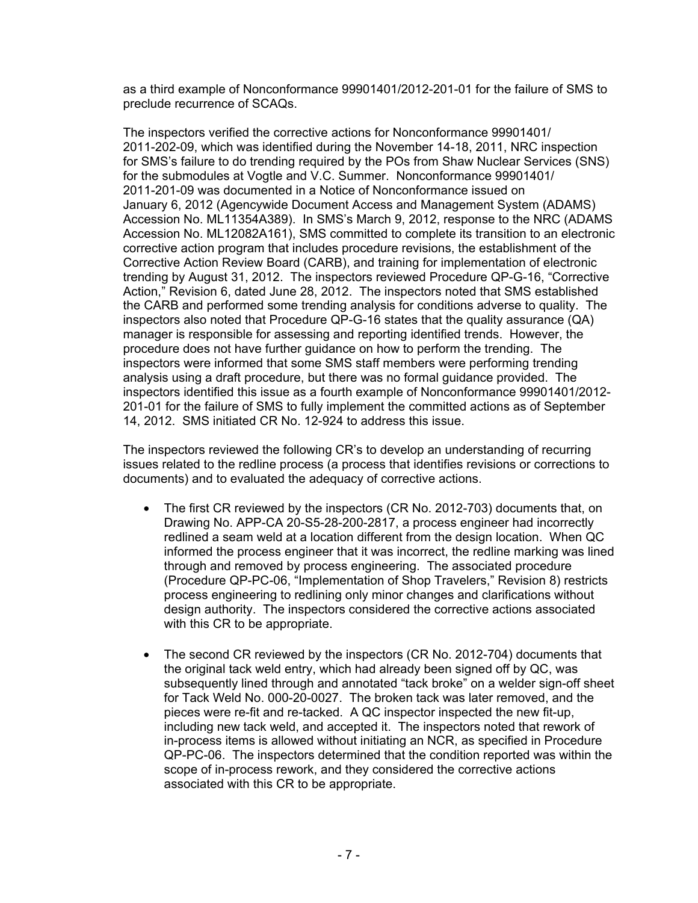as a third example of Nonconformance 99901401/2012-201-01 for the failure of SMS to preclude recurrence of SCAQs.

The inspectors verified the corrective actions for Nonconformance 99901401/ 2011-202-09, which was identified during the November 14-18, 2011, NRC inspection for SMS's failure to do trending required by the POs from Shaw Nuclear Services (SNS) for the submodules at Vogtle and V.C. Summer. Nonconformance 99901401/ 2011-201-09 was documented in a Notice of Nonconformance issued on January 6, 2012 (Agencywide Document Access and Management System (ADAMS) Accession No. ML11354A389). In SMS's March 9, 2012, response to the NRC (ADAMS Accession No. ML12082A161), SMS committed to complete its transition to an electronic corrective action program that includes procedure revisions, the establishment of the Corrective Action Review Board (CARB), and training for implementation of electronic trending by August 31, 2012. The inspectors reviewed Procedure QP-G-16, "Corrective Action," Revision 6, dated June 28, 2012. The inspectors noted that SMS established the CARB and performed some trending analysis for conditions adverse to quality. The inspectors also noted that Procedure QP-G-16 states that the quality assurance (QA) manager is responsible for assessing and reporting identified trends. However, the procedure does not have further guidance on how to perform the trending. The inspectors were informed that some SMS staff members were performing trending analysis using a draft procedure, but there was no formal guidance provided. The inspectors identified this issue as a fourth example of Nonconformance 99901401/2012-201-01 for the failure of SMS to fully implement the committed actions as of September 14, 2012. SMS initiated CR No. 12-924 to address this issue.

The inspectors reviewed the following CR's to develop an understanding of recurring issues related to the redline process (a process that identifies revisions or corrections to documents) and to evaluated the adequacy of corrective actions.

- The first CR reviewed by the inspectors (CR No. 2012-703) documents that, on Drawing No. APP-CA 20-S5-28-200-2817, a process engineer had incorrectly redlined a seam weld at a location different from the design location. When QC informed the process engineer that it was incorrect, the redline marking was lined through and removed by process engineering. The associated procedure (Procedure QP-PC-06, "Implementation of Shop Travelers," Revision 8) restricts process engineering to redlining only minor changes and clarifications without design authority. The inspectors considered the corrective actions associated with this CR to be appropriate.

- The second CR reviewed by the inspectors (CR No. 2012-704) documents that the original tack weld entry, which had already been signed off by QC, was subsequently lined through and annotated "tack broke" on a welder sign-off sheet for Tack Weld No. 000-20-0027. The broken tack was later removed, and the pieces were re-fit and re-tacked. A QC inspector inspected the new fit-up, including new tack weld, and accepted it. The inspectors noted that rework of in-process items is allowed without initiating an NCR, as specified in Procedure QP-PC-06. The inspectors determined that the condition reported was within the scope of in-process rework, and they considered the corrective actions associated with this CR to be appropriate.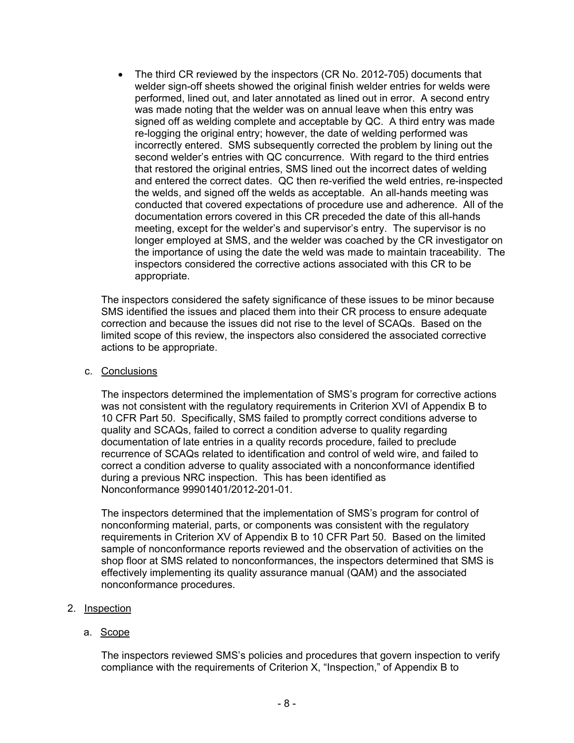- The third CR reviewed by the inspectors (CR No. 2012-705) documents that welder sign-off sheets showed the original finish welder entries for welds were performed, lined out, and later annotated as lined out in error. A second entry was made noting that the welder was on annual leave when this entry was signed off as welding complete and acceptable by QC. A third entry was made re-logging the original entry; however, the date of welding performed was incorrectly entered. SMS subsequently corrected the problem by lining out the second welder's entries with QC concurrence. With regard to the third entries that restored the original entries, SMS lined out the incorrect dates of welding and entered the correct dates. QC then re-verified the weld entries, re-inspected the welds, and signed off the welds as acceptable. An all-hands meeting was conducted that covered expectations of procedure use and adherence. All of the documentation errors covered in this CR preceded the date of this all-hands meeting, except for the welder's and supervisor's entry. The supervisor is no longer employed at SMS, and the welder was coached by the CR investigator on the importance of using the date the weld was made to maintain traceability. The inspectors considered the corrective actions associated with this CR to be appropriate.

The inspectors considered the safety significance of these issues to be minor because SMS identified the issues and placed them into their CR process to ensure adequate correction and because the issues did not rise to the level of SCAQs. Based on the limited scope of this review, the inspectors also considered the associated corrective actions to be appropriate.

c. Conclusions

The inspectors determined the implementation of SMS's program for corrective actions was not consistent with the regulatory requirements in Criterion XVI of Appendix B to 10 CFR Part 50. Specifically, SMS failed to promptly correct conditions adverse to quality and SCAQs, failed to correct a condition adverse to quality regarding documentation of late entries in a quality records procedure, failed to preclude recurrence of SCAQs related to identification and control of weld wire, and failed to correct a condition adverse to quality associated with a nonconformance identified during a previous NRC inspection. This has been identified as Nonconformance 99901401/2012-201-01.

The inspectors determined that the implementation of SMS's program for control of nonconforming material, parts, or components was consistent with the regulatory requirements in Criterion XV of Appendix B to 10 CFR Part 50. Based on the limited sample of nonconformance reports reviewed and the observation of activities on the shop floor at SMS related to nonconformances, the inspectors determined that SMS is effectively implementing its quality assurance manual (QAM) and the associated nonconformance procedures.

2. Inspection

a. Scope

The inspectors reviewed SMS's policies and procedures that govern inspection to verify compliance with the requirements of Criterion X, "Inspection," of Appendix B to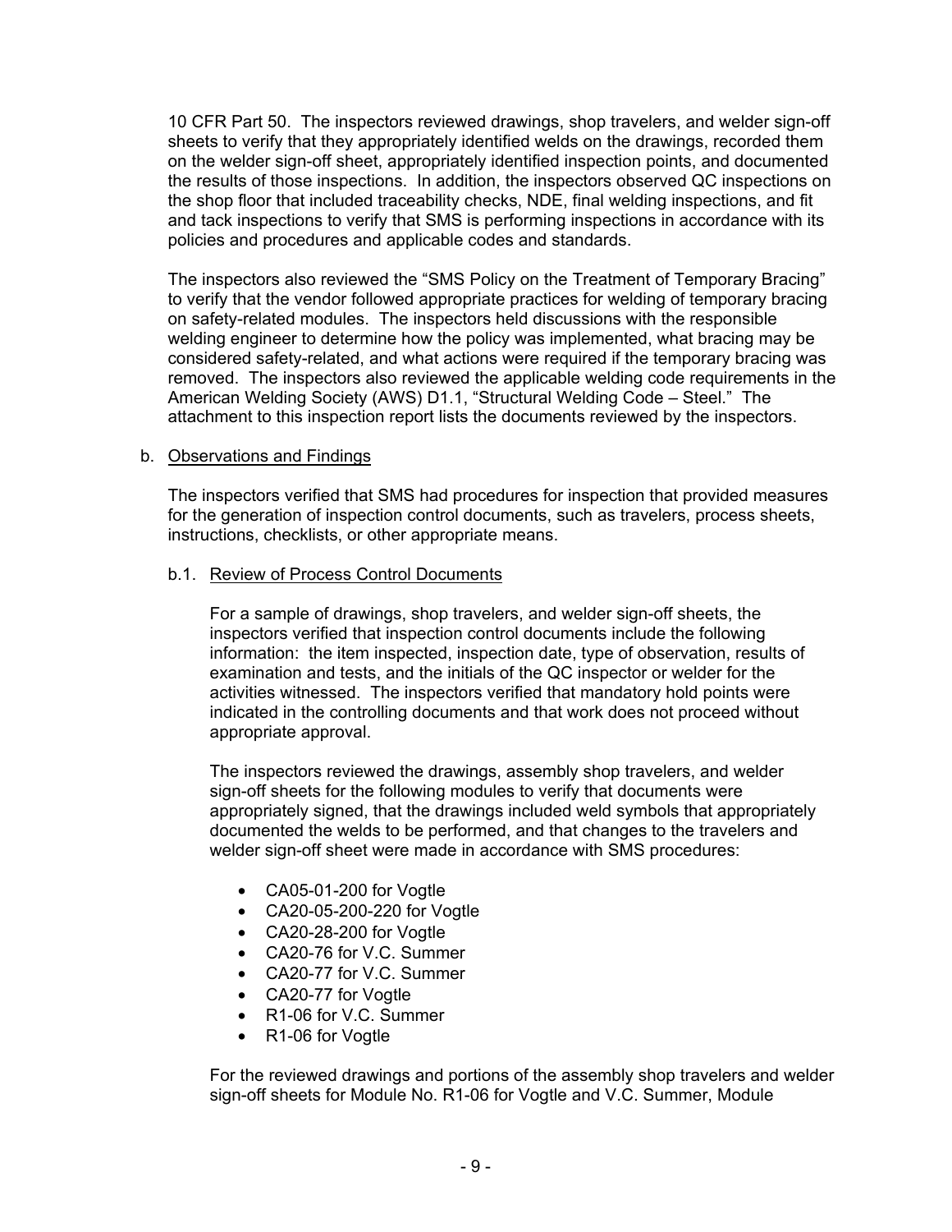10 CFR Part 50. The inspectors reviewed drawings, shop travelers, and welder sign-off sheets to verify that they appropriately identified welds on the drawings, recorded them on the welder sign-off sheet, appropriately identified inspection points, and documented the results of those inspections. In addition, the inspectors observed QC inspections on the shop floor that included traceability checks, NDE, final welding inspections, and fit and tack inspections to verify that SMS is performing inspections in accordance with its policies and procedures and applicable codes and standards.

The inspectors also reviewed the "SMS Policy on the Treatment of Temporary Bracing" to verify that the vendor followed appropriate practices for welding of temporary bracing on safety-related modules. The inspectors held discussions with the responsible welding engineer to determine how the policy was implemented, what bracing may be considered safety-related, and what actions were required if the temporary bracing was removed. The inspectors also reviewed the applicable welding code requirements in the American Welding Society (AWS) D1.1, "Structural Welding Code – Steel." The attachment to this inspection report lists the documents reviewed by the inspectors.

b. Observations and Findings

The inspectors verified that SMS had procedures for inspection that provided measures for the generation of inspection control documents, such as travelers, process sheets, instructions, checklists, or other appropriate means.

b.1. Review of Process Control Documents

For a sample of drawings, shop travelers, and welder sign-off sheets, the inspectors verified that inspection control documents include the following information: the item inspected, inspection date, type of observation, results of examination and tests, and the initials of the QC inspector or welder for the activities witnessed. The inspectors verified that mandatory hold points were indicated in the controlling documents and that work does not proceed without appropriate approval.

The inspectors reviewed the drawings, assembly shop travelers, and welder sign-off sheets for the following modules to verify that documents were appropriately signed, that the drawings included weld symbols that appropriately documented the welds to be performed, and that changes to the travelers and welder sign-off sheet were made in accordance with SMS procedures:

- CA05-01-200 for Vogtle
- CA20-05-200-220 for Vogtle
- CA20-28-200 for Vogtle
- CA20-76 for V.C. Summer
- CA20-77 for V.C. Summer
- CA20-77 for Vogtle
- R1-06 for V.C. Summer
- R1-06 for Vogtle

For the reviewed drawings and portions of the assembly shop travelers and welder sign-off sheets for Module No. R1-06 for Vogtle and V.C. Summer, Module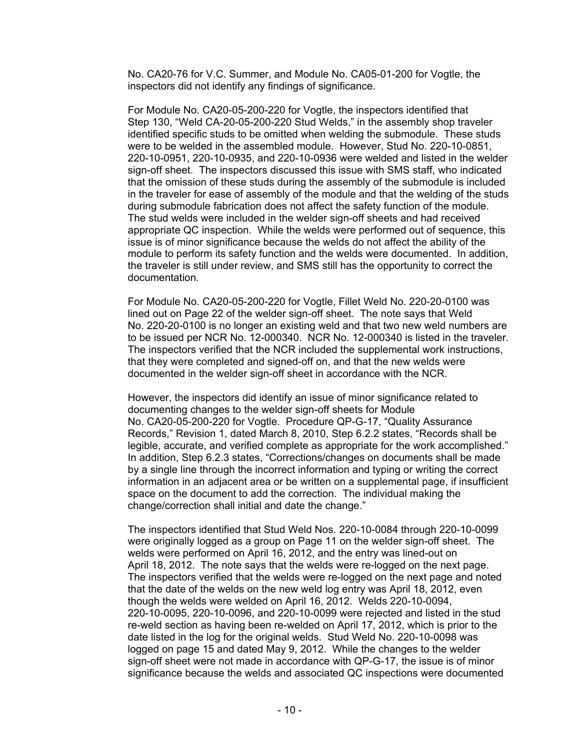No. CA20-76 for V.C. Summer, and Module No. CA05-01-200 for Vogtle, the inspectors did not identify any findings of significance.

For Module No. CA20-05-200-220 for Vogtle, the inspectors identified that Step 130, "Weld CA-20-05-200-220 Stud Welds," in the assembly shop traveler identified specific studs to be omitted when welding the submodule. These studs were to be welded in the assembled module. However, Stud No. 220-10-0851, 220-10-0951, 220-10-0935, and 220-10-0936 were welded and listed in the welder sign-off sheet. The inspectors discussed this issue with SMS staff, who indicated that the omission of these studs during the assembly of the submodule is included in the traveler for ease of assembly of the module and that the welding of the studs during submodule fabrication does not affect the safety function of the module. The stud welds were included in the welder sign-off sheets and had received appropriate QC inspection. While the welds were performed out of sequence, this issue is of minor significance because the welds do not affect the ability of the module to perform its safety function and the welds were documented. In addition, the traveler is still under review, and SMS still has the opportunity to correct the documentation.

For Module No. CA20-05-200-220 for Vogtle, Fillet Weld No. 220-20-0100 was lined out on Page 22 of the welder sign-off sheet. The note says that Weld No. 220-20-0100 is no longer an existing weld and that two new weld numbers are to be issued per NCR No. 12-000340. NCR No. 12-000340 is listed in the traveler. The inspectors verified that the NCR included the supplemental work instructions, that they were completed and signed-off on, and that the new welds were documented in the welder sign-off sheet in accordance with the NCR.

However, the inspectors did identify an issue of minor significance related to documenting changes to the welder sign-off sheets for Module No. CA20-05-200-220 for Vogtle. Procedure QP-G-17, "Quality Assurance Records," Revision 1, dated March 8, 2010, Step 6.2.2 states, "Records shall be legible, accurate, and verified complete as appropriate for the work accomplished." In addition, Step 6.2.3 states, "Corrections/changes on documents shall be made by a single line through the incorrect information and typing or writing the correct information in an adjacent area or be written on a supplemental page, if insufficient space on the document to add the correction. The individual making the change/correction shall initial and date the change."

The inspectors identified that Stud Weld Nos. 220-10-0084 through 220-10-0099 were originally logged as a group on Page 11 on the welder sign-off sheet. The welds were performed on April 16, 2012, and the entry was lined-out on April 18, 2012. The note says that the welds were re-logged on the next page. The inspectors verified that the welds were re-logged on the next page and noted that the date of the welds on the new weld log entry was April 18, 2012, even though the welds were welded on April 16, 2012. Welds 220-10-0094, 220-10-0095, 220-10-0096, and 220-10-0099 were rejected and listed in the stud re-weld section as having been re-welded on April 17, 2012, which is prior to the date listed in the log for the original welds. Stud Weld No. 220-10-0098 was logged on page 15 and dated May 9, 2012. While the changes to the welder sign-off sheet were not made in accordance with QP-G-17, the issue is of minor significance because the welds and associated QC inspections were documented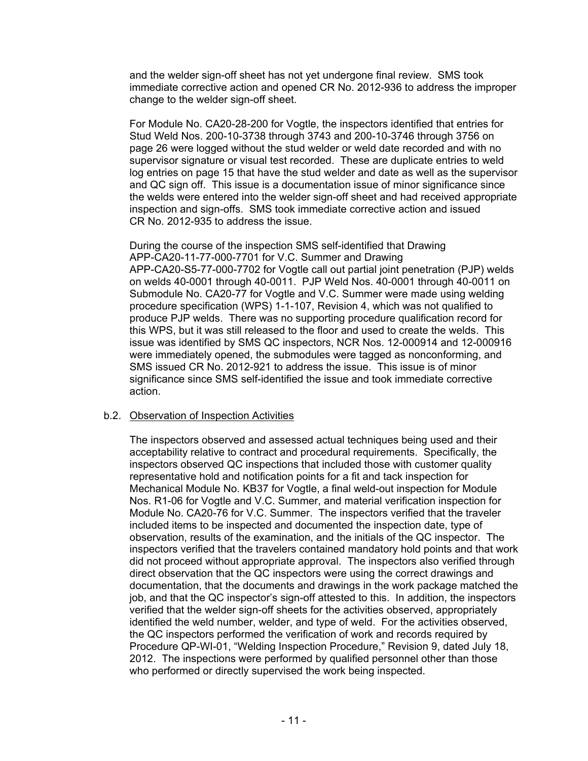and the welder sign-off sheet has not yet undergone final review. SMS took immediate corrective action and opened CR No. 2012-936 to address the improper change to the welder sign-off sheet.

For Module No. CA20-28-200 for Vogtle, the inspectors identified that entries for Stud Weld Nos. 200-10-3738 through 3743 and 200-10-3746 through 3756 on page 26 were logged without the stud welder or weld date recorded and with no supervisor signature or visual test recorded. These are duplicate entries to weld log entries on page 15 that have the stud welder and date as well as the supervisor and QC sign off. This issue is a documentation issue of minor significance since the welds were entered into the welder sign-off sheet and had received appropriate inspection and sign-offs. SMS took immediate corrective action and issued CR No. 2012-935 to address the issue.

During the course of the inspection SMS self-identified that Drawing APP-CA20-11-77-000-7701 for V.C. Summer and Drawing APP-CA20-S5-77-000-7702 for Vogtle call out partial joint penetration (PJP) welds on welds 40-0001 through 40-0011. PJP Weld Nos. 40-0001 through 40-0011 on Submodule No. CA20-77 for Vogtle and V.C. Summer were made using welding procedure specification (WPS) 1-1-107, Revision 4, which was not qualified to produce PJP welds. There was no supporting procedure qualification record for this WPS, but it was still released to the floor and used to create the welds. This issue was identified by SMS QC inspectors, NCR Nos. 12-000914 and 12-000916 were immediately opened, the submodules were tagged as nonconforming, and SMS issued CR No. 2012-921 to address the issue. This issue is of minor significance since SMS self-identified the issue and took immediate corrective action.

b.2. Observation of Inspection Activities

The inspectors observed and assessed actual techniques being used and their acceptability relative to contract and procedural requirements. Specifically, the inspectors observed QC inspections that included those with customer quality representative hold and notification points for a fit and tack inspection for Mechanical Module No. KB37 for Vogtle, a final weld-out inspection for Module Nos. R1-06 for Vogtle and V.C. Summer, and material verification inspection for Module No. CA20-76 for V.C. Summer. The inspectors verified that the traveler included items to be inspected and documented the inspection date, type of observation, results of the examination, and the initials of the QC inspector. The inspectors verified that the travelers contained mandatory hold points and that work did not proceed without appropriate approval. The inspectors also verified through direct observation that the QC inspectors were using the correct drawings and documentation, that the documents and drawings in the work package matched the job, and that the QC inspector's sign-off attested to this. In addition, the inspectors verified that the welder sign-off sheets for the activities observed, appropriately identified the weld number, welder, and type of weld. For the activities observed, the QC inspectors performed the verification of work and records required by Procedure QP-WI-01, "Welding Inspection Procedure," Revision 9, dated July 18, 2012. The inspections were performed by qualified personnel other than those who performed or directly supervised the work being inspected.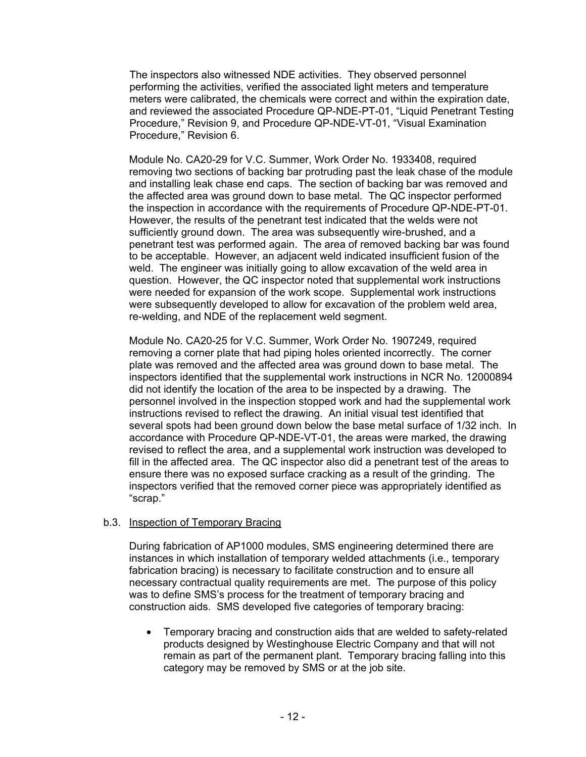The inspectors also witnessed NDE activities. They observed personnel performing the activities, verified the associated light meters and temperature meters were calibrated, the chemicals were correct and within the expiration date, and reviewed the associated Procedure QP-NDE-PT-01, "Liquid Penetrant Testing Procedure," Revision 9, and Procedure QP-NDE-VT-01, "Visual Examination Procedure," Revision 6.

Module No. CA20-29 for V.C. Summer, Work Order No. 1933408, required removing two sections of backing bar protruding past the leak chase of the module and installing leak chase end caps. The section of backing bar was removed and the affected area was ground down to base metal. The QC inspector performed the inspection in accordance with the requirements of Procedure QP-NDE-PT-01. However, the results of the penetrant test indicated that the welds were not sufficiently ground down. The area was subsequently wire-brushed, and a penetrant test was performed again. The area of removed backing bar was found to be acceptable. However, an adjacent weld indicated insufficient fusion of the weld. The engineer was initially going to allow excavation of the weld area in question. However, the QC inspector noted that supplemental work instructions were needed for expansion of the work scope. Supplemental work instructions were subsequently developed to allow for excavation of the problem weld area, re-welding, and NDE of the replacement weld segment.

Module No. CA20-25 for V.C. Summer, Work Order No. 1907249, required removing a corner plate that had piping holes oriented incorrectly. The corner plate was removed and the affected area was ground down to base metal. The inspectors identified that the supplemental work instructions in NCR No. 12000894 did not identify the location of the area to be inspected by a drawing. The personnel involved in the inspection stopped work and had the supplemental work instructions revised to reflect the drawing. An initial visual test identified that several spots had been ground down below the base metal surface of 1/32 inch. In accordance with Procedure QP-NDE-VT-01, the areas were marked, the drawing revised to reflect the area, and a supplemental work instruction was developed to fill in the affected area. The QC inspector also did a penetrant test of the areas to ensure there was no exposed surface cracking as a result of the grinding. The inspectors verified that the removed corner piece was appropriately identified as "scrap."

b.3. Inspection of Temporary Bracing

During fabrication of AP1000 modules, SMS engineering determined there are instances in which installation of temporary welded attachments (i.e., temporary fabrication bracing) is necessary to facilitate construction and to ensure all necessary contractual quality requirements are met. The purpose of this policy was to define SMS's process for the treatment of temporary bracing and construction aids. SMS developed five categories of temporary bracing:

- Temporary bracing and construction aids that are welded to safety-related products designed by Westinghouse Electric Company and that will not remain as part of the permanent plant. Temporary bracing falling into this category may be removed by SMS or at the job site.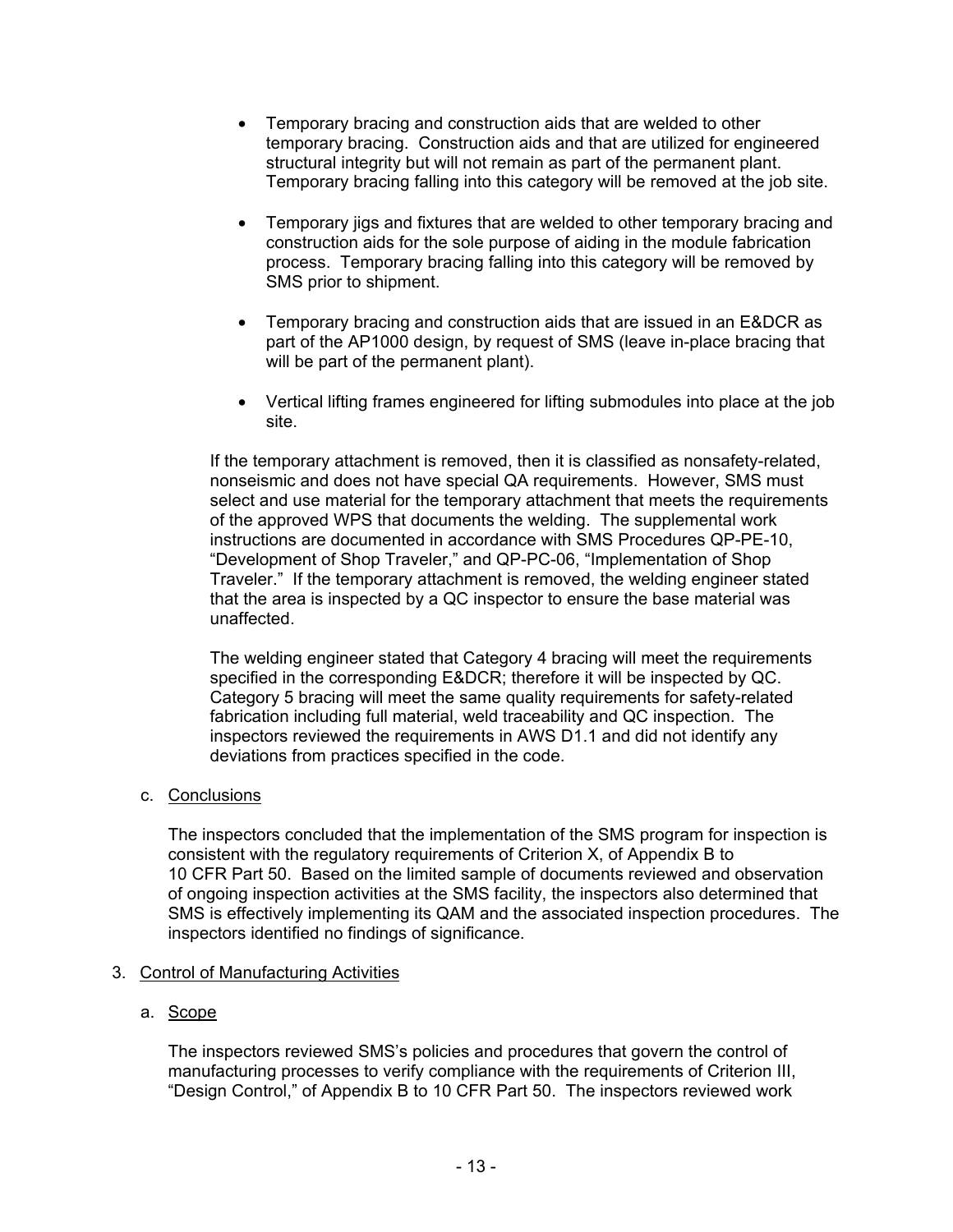- Temporary bracing and construction aids that are welded to other temporary bracing. Construction aids and that are utilized for engineered structural integrity but will not remain as part of the permanent plant. Temporary bracing falling into this category will be removed at the job site.

- Temporary jigs and fixtures that are welded to other temporary bracing and construction aids for the sole purpose of aiding in the module fabrication process. Temporary bracing falling into this category will be removed by SMS prior to shipment.

- Temporary bracing and construction aids that are issued in an E&DCR as part of the AP1000 design, by request of SMS (leave in-place bracing that will be part of the permanent plant).

- Vertical lifting frames engineered for lifting submodules into place at the job site.

If the temporary attachment is removed, then it is classified as nonsafety-related, nonseismic and does not have special QA requirements. However, SMS must select and use material for the temporary attachment that meets the requirements of the approved WPS that documents the welding. The supplemental work instructions are documented in accordance with SMS Procedures QP-PE-10, "Development of Shop Traveler," and QP-PC-06, "Implementation of Shop Traveler." If the temporary attachment is removed, the welding engineer stated that the area is inspected by a QC inspector to ensure the base material was unaffected.

The welding engineer stated that Category 4 bracing will meet the requirements specified in the corresponding E&DCR; therefore it will be inspected by QC. Category 5 bracing will meet the same quality requirements for safety-related fabrication including full material, weld traceability and QC inspection. The inspectors reviewed the requirements in AWS D1.1 and did not identify any deviations from practices specified in the code.

c. Conclusions

The inspectors concluded that the implementation of the SMS program for inspection is consistent with the regulatory requirements of Criterion X, of Appendix B to 10 CFR Part 50. Based on the limited sample of documents reviewed and observation of ongoing inspection activities at the SMS facility, the inspectors also determined that SMS is effectively implementing its QAM and the associated inspection procedures. The inspectors identified no findings of significance.

3. Control of Manufacturing Activities

a. Scope

The inspectors reviewed SMS's policies and procedures that govern the control of manufacturing processes to verify compliance with the requirements of Criterion III, "Design Control," of Appendix B to 10 CFR Part 50. The inspectors reviewed work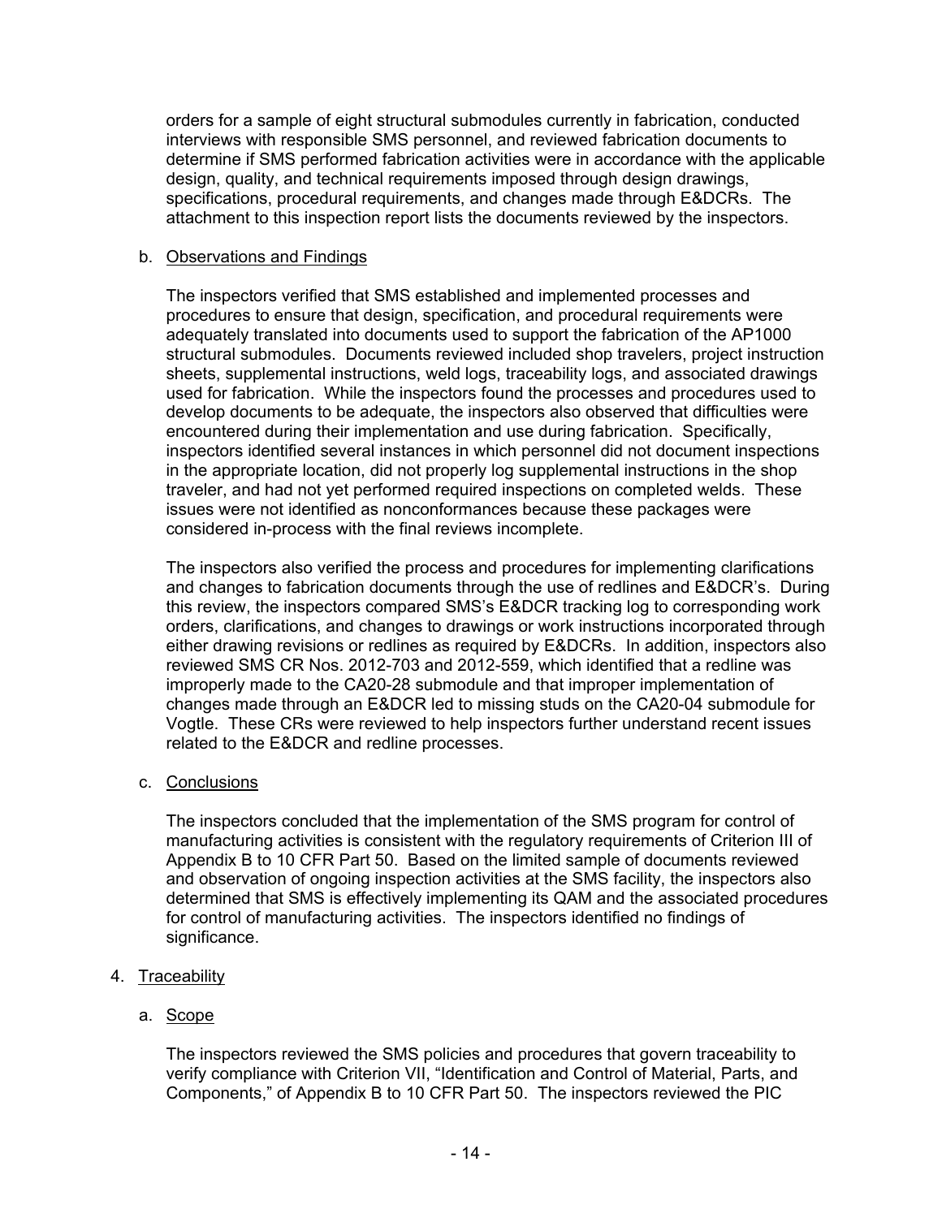orders for a sample of eight structural submodules currently in fabrication, conducted interviews with responsible SMS personnel, and reviewed fabrication documents to determine if SMS performed fabrication activities were in accordance with the applicable design, quality, and technical requirements imposed through design drawings, specifications, procedural requirements, and changes made through E&DCRs. The attachment to this inspection report lists the documents reviewed by the inspectors.

b. Observations and Findings

The inspectors verified that SMS established and implemented processes and procedures to ensure that design, specification, and procedural requirements were adequately translated into documents used to support the fabrication of the AP1000 structural submodules. Documents reviewed included shop travelers, project instruction sheets, supplemental instructions, weld logs, traceability logs, and associated drawings used for fabrication. While the inspectors found the processes and procedures used to develop documents to be adequate, the inspectors also observed that difficulties were encountered during their implementation and use during fabrication. Specifically, inspectors identified several instances in which personnel did not document inspections in the appropriate location, did not properly log supplemental instructions in the shop traveler, and had not yet performed required inspections on completed welds. These issues were not identified as nonconformances because these packages were considered in-process with the final reviews incomplete.

The inspectors also verified the process and procedures for implementing clarifications and changes to fabrication documents through the use of redlines and E&DCR's. During this review, the inspectors compared SMS's E&DCR tracking log to corresponding work orders, clarifications, and changes to drawings or work instructions incorporated through either drawing revisions or redlines as required by E&DCRs. In addition, inspectors also reviewed SMS CR Nos. 2012-703 and 2012-559, which identified that a redline was improperly made to the CA20-28 submodule and that improper implementation of changes made through an E&DCR led to missing studs on the CA20-04 submodule for Vogtle. These CRs were reviewed to help inspectors further understand recent issues related to the E&DCR and redline processes.

c. Conclusions

The inspectors concluded that the implementation of the SMS program for control of manufacturing activities is consistent with the regulatory requirements of Criterion III of Appendix B to 10 CFR Part 50. Based on the limited sample of documents reviewed and observation of ongoing inspection activities at the SMS facility, the inspectors also determined that SMS is effectively implementing its QAM and the associated procedures for control of manufacturing activities. The inspectors identified no findings of significance.

4. Traceability

a. Scope

The inspectors reviewed the SMS policies and procedures that govern traceability to verify compliance with Criterion VII, "Identification and Control of Material, Parts, and Components," of Appendix B to 10 CFR Part 50. The inspectors reviewed the PIC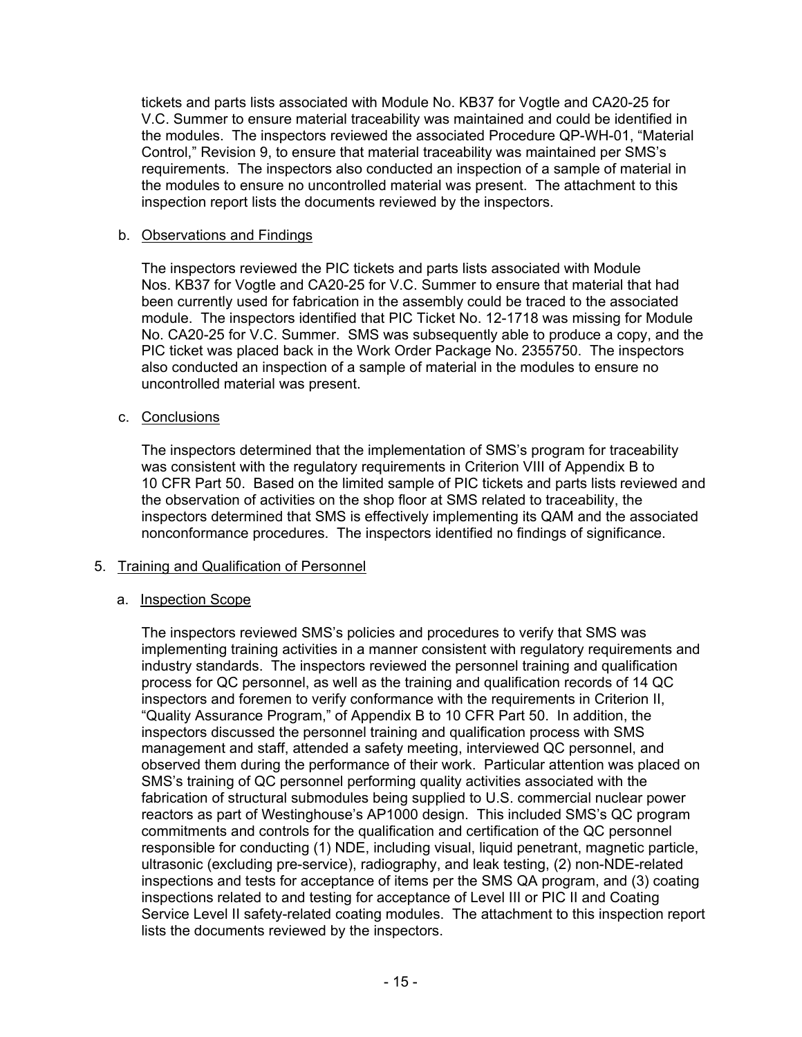tickets and parts lists associated with Module No. KB37 for Vogtle and CA20-25 for V.C. Summer to ensure material traceability was maintained and could be identified in the modules. The inspectors reviewed the associated Procedure QP-WH-01, "Material Control," Revision 9, to ensure that material traceability was maintained per SMS's requirements. The inspectors also conducted an inspection of a sample of material in the modules to ensure no uncontrolled material was present. The attachment to this inspection report lists the documents reviewed by the inspectors.

b. Observations and Findings

The inspectors reviewed the PIC tickets and parts lists associated with Module Nos. KB37 for Vogtle and CA20-25 for V.C. Summer to ensure that material that had been currently used for fabrication in the assembly could be traced to the associated module. The inspectors identified that PIC Ticket No. 12-1718 was missing for Module No. CA20-25 for V.C. Summer. SMS was subsequently able to produce a copy, and the PIC ticket was placed back in the Work Order Package No. 2355750. The inspectors also conducted an inspection of a sample of material in the modules to ensure no uncontrolled material was present.

c. Conclusions

The inspectors determined that the implementation of SMS's program for traceability was consistent with the regulatory requirements in Criterion VIII of Appendix B to 10 CFR Part 50. Based on the limited sample of PIC tickets and parts lists reviewed and the observation of activities on the shop floor at SMS related to traceability, the inspectors determined that SMS is effectively implementing its QAM and the associated nonconformance procedures. The inspectors identified no findings of significance.

5. Training and Qualification of Personnel

a. Inspection Scope

The inspectors reviewed SMS's policies and procedures to verify that SMS was implementing training activities in a manner consistent with regulatory requirements and industry standards. The inspectors reviewed the personnel training and qualification process for QC personnel, as well as the training and qualification records of 14 QC inspectors and foremen to verify conformance with the requirements in Criterion II, "Quality Assurance Program," of Appendix B to 10 CFR Part 50. In addition, the inspectors discussed the personnel training and qualification process with SMS management and staff, attended a safety meeting, interviewed QC personnel, and observed them during the performance of their work. Particular attention was placed on SMS's training of QC personnel performing quality activities associated with the fabrication of structural submodules being supplied to U.S. commercial nuclear power reactors as part of Westinghouse's AP1000 design. This included SMS's QC program commitments and controls for the qualification and certification of the QC personnel responsible for conducting (1) NDE, including visual, liquid penetrant, magnetic particle, ultrasonic (excluding pre-service), radiography, and leak testing, (2) non-NDE-related inspections and tests for acceptance of items per the SMS QA program, and (3) coating inspections related to and testing for acceptance of Level III or PIC II and Coating Service Level II safety-related coating modules. The attachment to this inspection report lists the documents reviewed by the inspectors.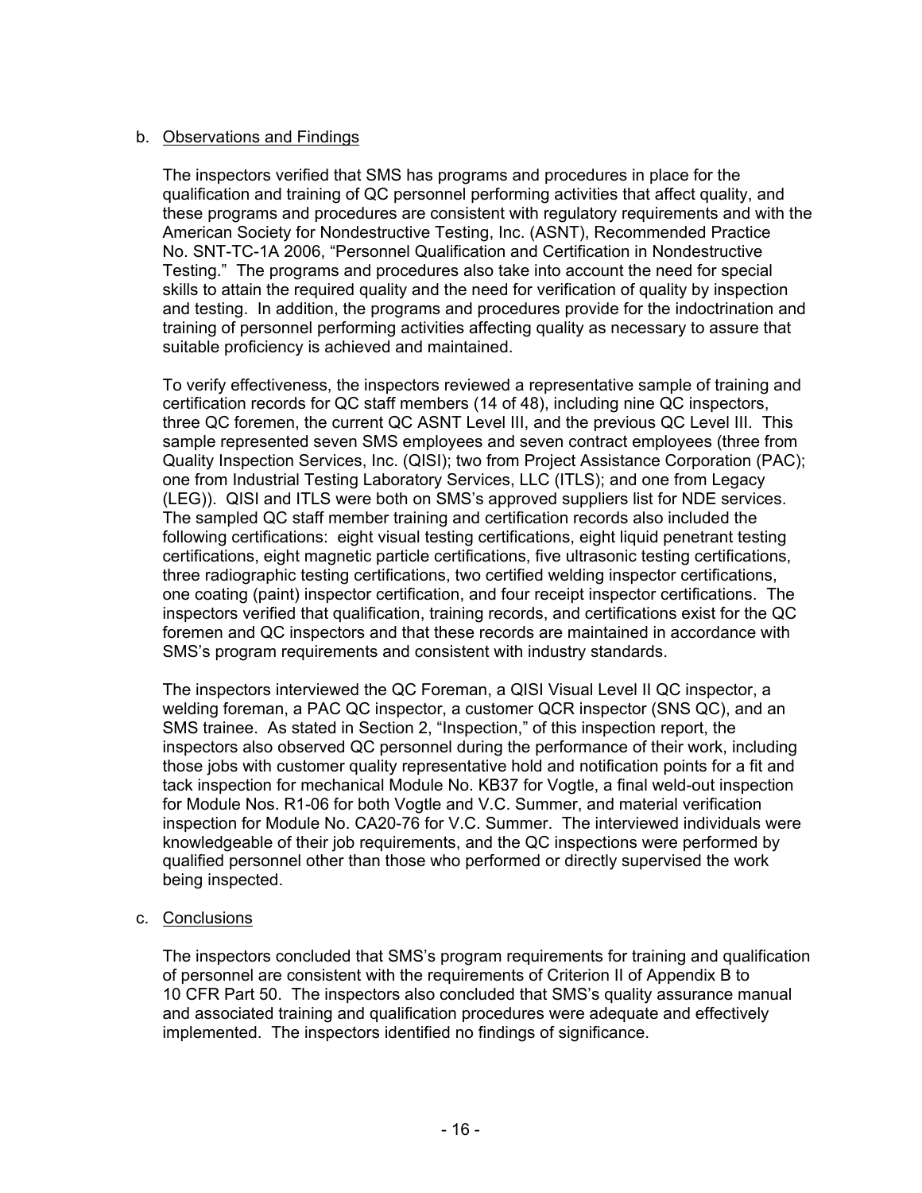b. Observations and Findings

The inspectors verified that SMS has programs and procedures in place for the qualification and training of QC personnel performing activities that affect quality, and these programs and procedures are consistent with regulatory requirements and with the American Society for Nondestructive Testing, Inc. (ASNT), Recommended Practice No. SNT-TC-1A 2006, "Personnel Qualification and Certification in Nondestructive Testing." The programs and procedures also take into account the need for special skills to attain the required quality and the need for verification of quality by inspection and testing. In addition, the programs and procedures provide for the indoctrination and training of personnel performing activities affecting quality as necessary to assure that suitable proficiency is achieved and maintained.

To verify effectiveness, the inspectors reviewed a representative sample of training and certification records for QC staff members (14 of 48), including nine QC inspectors, three QC foremen, the current QC ASNT Level III, and the previous QC Level III. This sample represented seven SMS employees and seven contract employees (three from Quality Inspection Services, Inc. (QISI); two from Project Assistance Corporation (PAC); one from Industrial Testing Laboratory Services, LLC (ITLS); and one from Legacy (LEG)). QISI and ITLS were both on SMS's approved suppliers list for NDE services. The sampled QC staff member training and certification records also included the following certifications: eight visual testing certifications, eight liquid penetrant testing certifications, eight magnetic particle certifications, five ultrasonic testing certifications, three radiographic testing certifications, two certified welding inspector certifications, one coating (paint) inspector certification, and four receipt inspector certifications. The inspectors verified that qualification, training records, and certifications exist for the QC foremen and QC inspectors and that these records are maintained in accordance with SMS's program requirements and consistent with industry standards.

The inspectors interviewed the QC Foreman, a QISI Visual Level II QC inspector, a welding foreman, a PAC QC inspector, a customer QCR inspector (SNS QC), and an SMS trainee. As stated in Section 2, "Inspection," of this inspection report, the inspectors also observed QC personnel during the performance of their work, including those jobs with customer quality representative hold and notification points for a fit and tack inspection for mechanical Module No. KB37 for Vogtle, a final weld-out inspection for Module Nos. R1-06 for both Vogtle and V.C. Summer, and material verification inspection for Module No. CA20-76 for V.C. Summer. The interviewed individuals were knowledgeable of their job requirements, and the QC inspections were performed by qualified personnel other than those who performed or directly supervised the work being inspected.

c. Conclusions

The inspectors concluded that SMS's program requirements for training and qualification of personnel are consistent with the requirements of Criterion II of Appendix B to 10 CFR Part 50. The inspectors also concluded that SMS's quality assurance manual and associated training and qualification procedures were adequate and effectively implemented. The inspectors identified no findings of significance.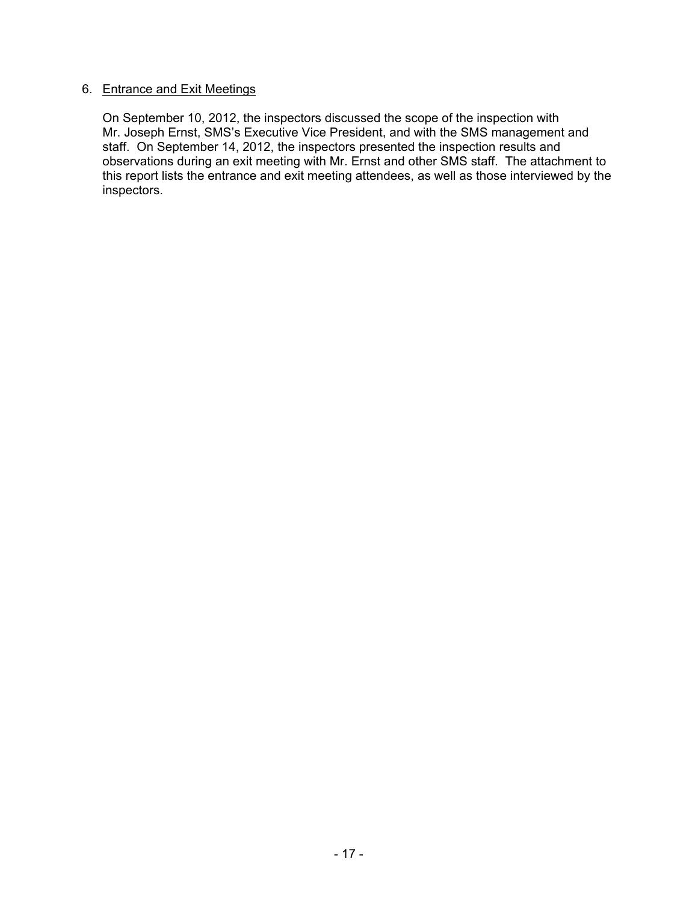## 6. Entrance and Exit Meetings

On September 10, 2012, the inspectors discussed the scope of the inspection with Mr. Joseph Ernst, SMS's Executive Vice President, and with the SMS management and staff. On September 14, 2012, the inspectors presented the inspection results and observations during an exit meeting with Mr. Ernst and other SMS staff. The attachment to this report lists the entrance and exit meeting attendees, as well as those interviewed by the inspectors.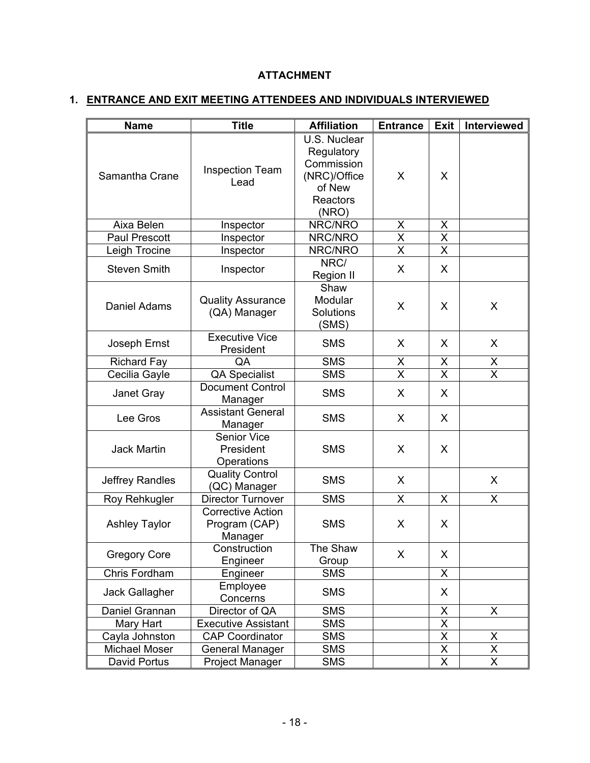**ATTACHMENT**

## 1. ENTRANCE AND EXIT MEETING ATTENDEES AND INDIVIDUALS INTERVIEWED

| Name | Title | Affiliation | Entrance | Exit | Interviewed |
|---|---|---|---|---|---|
| Samantha Crane | Inspection Team Lead | U.S. Nuclear Regulatory Commission (NRC)/Office of New Reactors (NRO) | X | X | |
| Aixa Belen | Inspector | NRC/NRO | X | X | |
| Paul Prescott | Inspector | NRC/NRO | X | X | |
| Leigh Trocine | Inspector | NRC/NRO | X | X | |
| Steven Smith | Inspector | NRC/ Region II | X | X | |
| Daniel Adams | Quality Assurance (QA) Manager | Shaw Modular Solutions (SMS) | X | X | X |
| Joseph Ernst | Executive Vice President | SMS | X | X | X |
| Richard Fay | QA | SMS | X | X | X |
| Cecilia Gayle | QA Specialist | SMS | X | X | X |
| Janet Gray | Document Control Manager | SMS | X | X | |
| Lee Gros | Assistant General Manager | SMS | X | X | |
| Jack Martin | Senior Vice President Operations | SMS | X | X | |
| Jeffrey Randles | Quality Control (QC) Manager | SMS | X | | X |
| Roy Rehkugler | Director Turnover | SMS | X | X | X |
| Ashley Taylor | Corrective Action Program (CAP) Manager | SMS | X | X | |
| Gregory Core | Construction Engineer | The Shaw Group | X | X | |
| Chris Fordham | Engineer | SMS | | X | |
| Jack Gallagher | Employee Concerns | SMS | | X | |
| Daniel Grannan | Director of QA | SMS | | X | X |
| Mary Hart | Executive Assistant | SMS | | X | |
| Cayla Johnston | CAP Coordinator | SMS | | X | X |
| Michael Moser | General Manager | SMS | | X | X |
| David Portus | Project Manager | SMS | | X | X |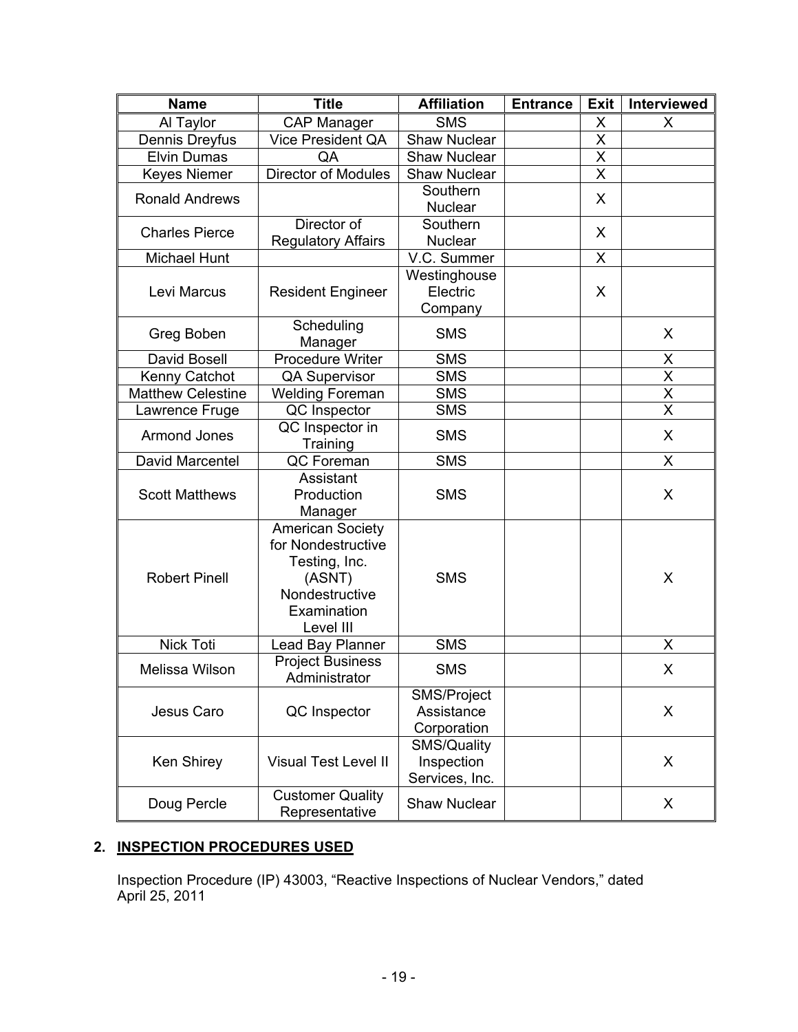| Name | Title | Affiliation | Entrance | Exit | Interviewed |
|---|---|---|---|---|---|
| Al Taylor | CAP Manager | SMS | | X | X |
| Dennis Dreyfus | Vice President QA | Shaw Nuclear | | X | |
| Elvin Dumas | QA | Shaw Nuclear | | X | |
| Keyes Niemer | Director of Modules | Shaw Nuclear | | X | |
| Ronald Andrews | | Southern Nuclear | | X | |
| Charles Pierce | Director of Regulatory Affairs | Southern Nuclear | | X | |
| Michael Hunt | | V.C. Summer | | X | |
| Levi Marcus | Resident Engineer | Westinghouse Electric Company | | X | |
| Greg Boben | Scheduling Manager | SMS | | | X |
| David Bosell | Procedure Writer | SMS | | | X |
| Kenny Catchot | QA Supervisor | SMS | | | X |
| Matthew Celestine | Welding Foreman | SMS | | | X |
| Lawrence Fruge | QC Inspector | SMS | | | X |
| Armond Jones | QC Inspector in Training | SMS | | | X |
| David Marcentel | QC Foreman | SMS | | | X |
| Scott Matthews | Assistant Production Manager | SMS | | | X |
| Robert Pinell | American Society for Nondestructive Testing, Inc. (ASNT) Nondestructive Examination Level III | SMS | | | X |
| Nick Toti | Lead Bay Planner | SMS | | | X |
| Melissa Wilson | Project Business Administrator | SMS | | | X |
| Jesus Caro | QC Inspector | SMS/Project Assistance Corporation | | | X |
| Ken Shirey | Visual Test Level II | SMS/Quality Inspection Services, Inc. | | | X |
| Doug Percle | Customer Quality Representative | Shaw Nuclear | | | X |

## 2. INSPECTION PROCEDURES USED

Inspection Procedure (IP) 43003, "Reactive Inspections of Nuclear Vendors," dated April 25, 2011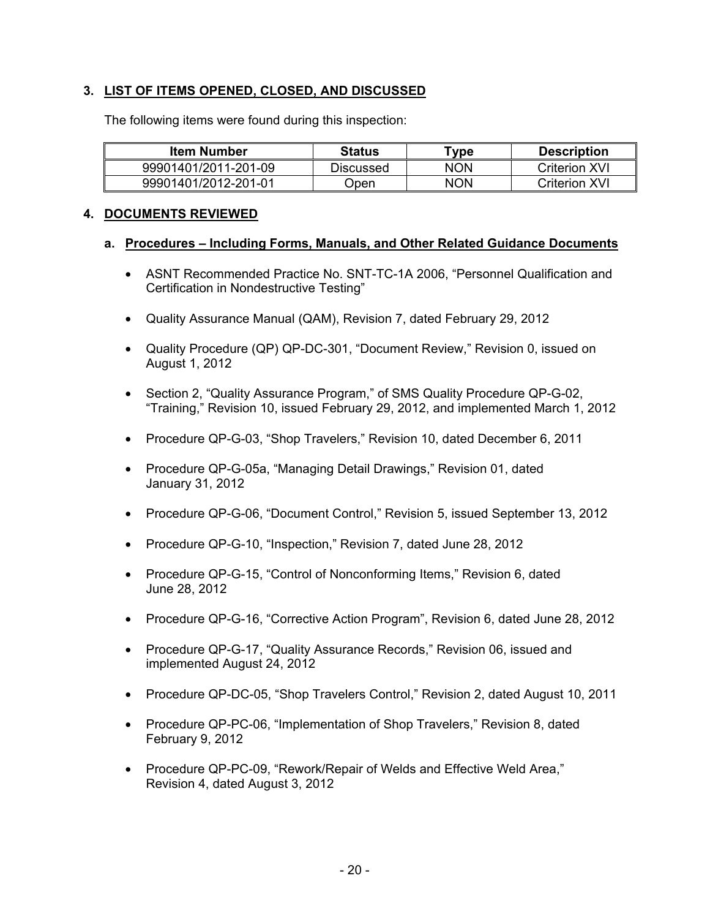## 3. LIST OF ITEMS OPENED, CLOSED, AND DISCUSSED

The following items were found during this inspection:

| Item Number | Status | Type | Description |
|---|---|---|---|
| 99901401/2011-201-09 | Discussed | NON | Criterion XVI |
| 99901401/2012-201-01 | Open | NON | Criterion XVI |

## 4. DOCUMENTS REVIEWED

### a. Procedures – Including Forms, Manuals, and Other Related Guidance Documents

- ASNT Recommended Practice No. SNT-TC-1A 2006, "Personnel Qualification and Certification in Nondestructive Testing"
- Quality Assurance Manual (QAM), Revision 7, dated February 29, 2012
- Quality Procedure (QP) QP-DC-301, "Document Review," Revision 0, issued on August 1, 2012
- Section 2, "Quality Assurance Program," of SMS Quality Procedure QP-G-02, "Training," Revision 10, issued February 29, 2012, and implemented March 1, 2012
- Procedure QP-G-03, "Shop Travelers," Revision 10, dated December 6, 2011
- Procedure QP-G-05a, "Managing Detail Drawings," Revision 01, dated January 31, 2012
- Procedure QP-G-06, "Document Control," Revision 5, issued September 13, 2012
- Procedure QP-G-10, "Inspection," Revision 7, dated June 28, 2012
- Procedure QP-G-15, "Control of Nonconforming Items," Revision 6, dated June 28, 2012
- Procedure QP-G-16, "Corrective Action Program", Revision 6, dated June 28, 2012
- Procedure QP-G-17, "Quality Assurance Records," Revision 06, issued and implemented August 24, 2012
- Procedure QP-DC-05, "Shop Travelers Control," Revision 2, dated August 10, 2011
- Procedure QP-PC-06, "Implementation of Shop Travelers," Revision 8, dated February 9, 2012
- Procedure QP-PC-09, "Rework/Repair of Welds and Effective Weld Area," Revision 4, dated August 3, 2012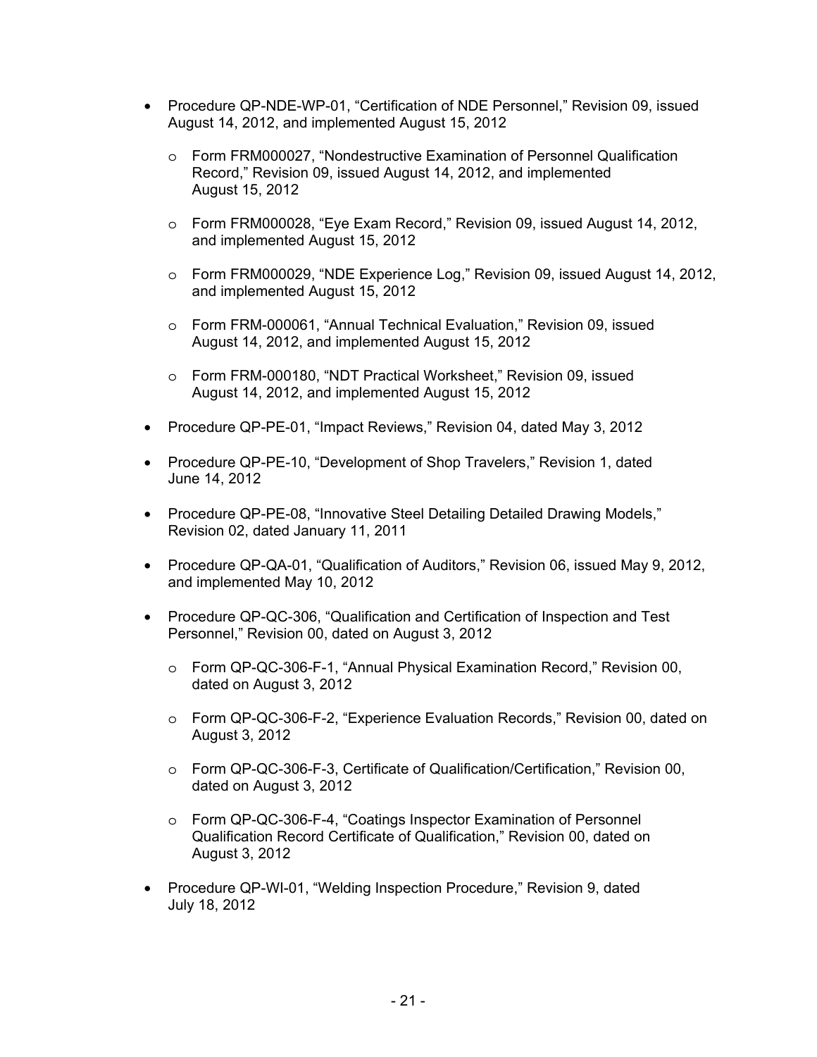- Procedure QP-NDE-WP-01, “Certification of NDE Personnel,” Revision 09, issued August 14, 2012, and implemented August 15, 2012
  - Form FRM000027, “Nondestructive Examination of Personnel Qualification Record,” Revision 09, issued August 14, 2012, and implemented August 15, 2012
  - Form FRM000028, “Eye Exam Record,” Revision 09, issued August 14, 2012, and implemented August 15, 2012
  - Form FRM000029, “NDE Experience Log,” Revision 09, issued August 14, 2012, and implemented August 15, 2012
  - Form FRM-000061, “Annual Technical Evaluation,” Revision 09, issued August 14, 2012, and implemented August 15, 2012
  - Form FRM-000180, “NDT Practical Worksheet,” Revision 09, issued August 14, 2012, and implemented August 15, 2012
- Procedure QP-PE-01, “Impact Reviews,” Revision 04, dated May 3, 2012
- Procedure QP-PE-10, “Development of Shop Travelers,” Revision 1, dated June 14, 2012
- Procedure QP-PE-08, “Innovative Steel Detailing Detailed Drawing Models,” Revision 02, dated January 11, 2011
- Procedure QP-QA-01, “Qualification of Auditors,” Revision 06, issued May 9, 2012, and implemented May 10, 2012
- Procedure QP-QC-306, “Qualification and Certification of Inspection and Test Personnel,” Revision 00, dated on August 3, 2012
  - Form QP-QC-306-F-1, “Annual Physical Examination Record,” Revision 00, dated on August 3, 2012
  - Form QP-QC-306-F-2, “Experience Evaluation Records,” Revision 00, dated on August 3, 2012
  - Form QP-QC-306-F-3, Certificate of Qualification/Certification,” Revision 00, dated on August 3, 2012
  - Form QP-QC-306-F-4, “Coatings Inspector Examination of Personnel Qualification Record Certificate of Qualification,” Revision 00, dated on August 3, 2012
- Procedure QP-WI-01, “Welding Inspection Procedure,” Revision 9, dated July 18, 2012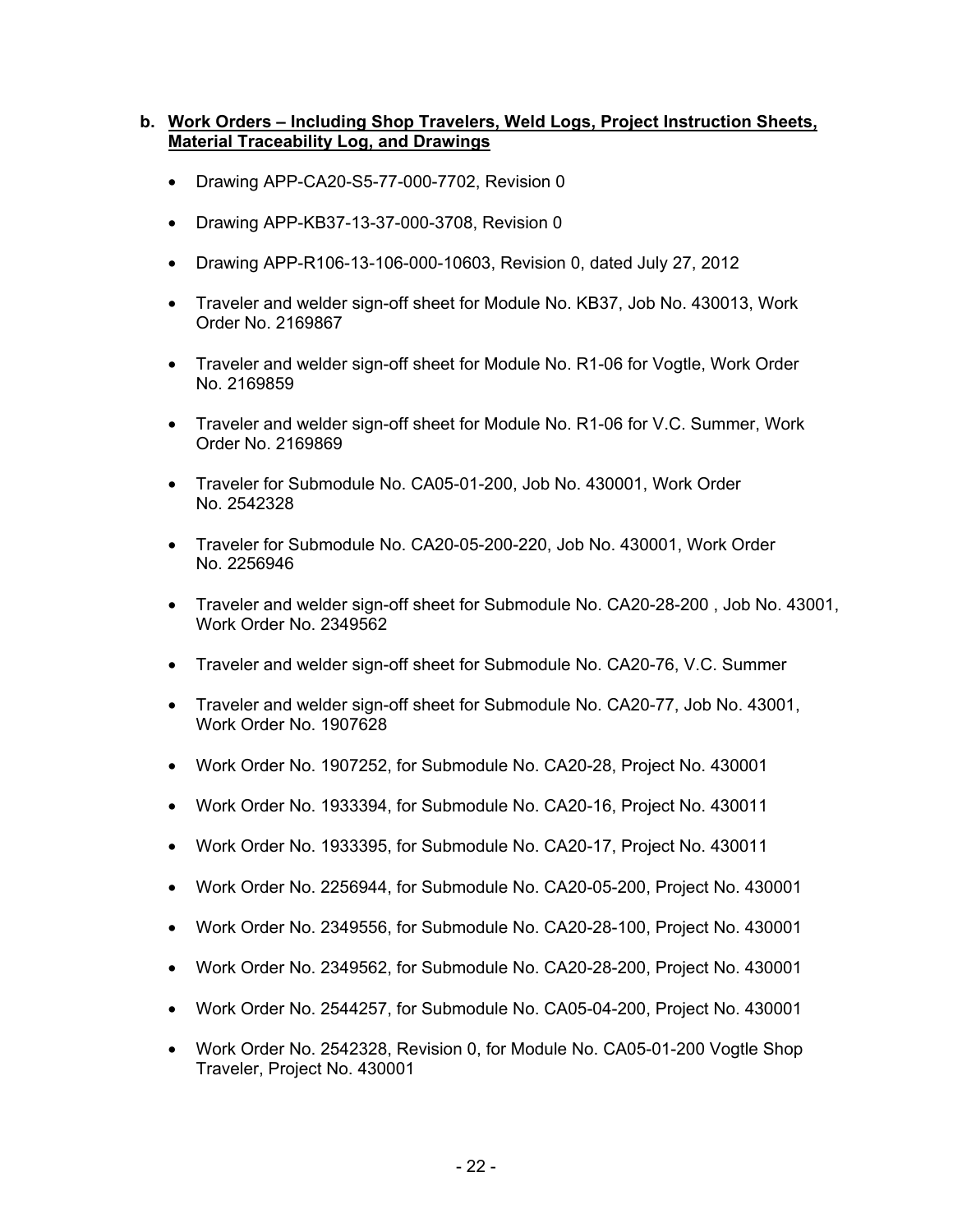**b. <u>Work Orders – Including Shop Travelers, Weld Logs, Project Instruction Sheets, Material Traceability Log, and Drawings</u>**

- Drawing APP-CA20-S5-77-000-7702, Revision 0
- Drawing APP-KB37-13-37-000-3708, Revision 0
- Drawing APP-R106-13-106-000-10603, Revision 0, dated July 27, 2012
- Traveler and welder sign-off sheet for Module No. KB37, Job No. 430013, Work Order No. 2169867
- Traveler and welder sign-off sheet for Module No. R1-06 for Vogtle, Work Order No. 2169859
- Traveler and welder sign-off sheet for Module No. R1-06 for V.C. Summer, Work Order No. 2169869
- Traveler for Submodule No. CA05-01-200, Job No. 430001, Work Order No. 2542328
- Traveler for Submodule No. CA20-05-200-220, Job No. 430001, Work Order No. 2256946
- Traveler and welder sign-off sheet for Submodule No. CA20-28-200 , Job No. 43001, Work Order No. 2349562
- Traveler and welder sign-off sheet for Submodule No. CA20-76, V.C. Summer
- Traveler and welder sign-off sheet for Submodule No. CA20-77, Job No. 43001, Work Order No. 1907628
- Work Order No. 1907252, for Submodule No. CA20-28, Project No. 430001
- Work Order No. 1933394, for Submodule No. CA20-16, Project No. 430011
- Work Order No. 1933395, for Submodule No. CA20-17, Project No. 430011
- Work Order No. 2256944, for Submodule No. CA20-05-200, Project No. 430001
- Work Order No. 2349556, for Submodule No. CA20-28-100, Project No. 430001
- Work Order No. 2349562, for Submodule No. CA20-28-200, Project No. 430001
- Work Order No. 2544257, for Submodule No. CA05-04-200, Project No. 430001
- Work Order No. 2542328, Revision 0, for Module No. CA05-01-200 Vogtle Shop Traveler, Project No. 430001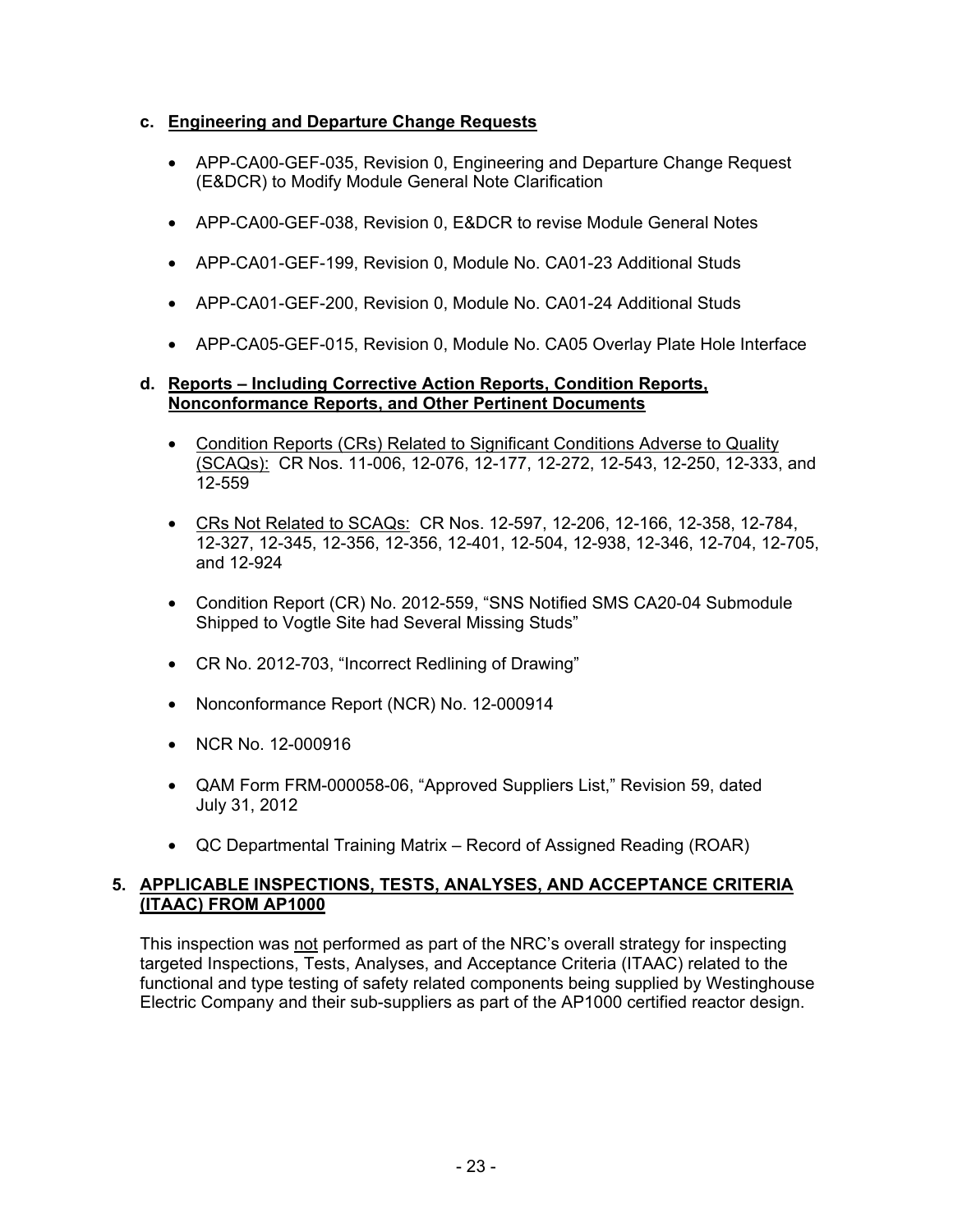**c. <u>Engineering and Departure Change Requests</u>**

- APP-CA00-GEF-035, Revision 0, Engineering and Departure Change Request (E&DCR) to Modify Module General Note Clarification
- APP-CA00-GEF-038, Revision 0, E&DCR to revise Module General Notes
- APP-CA01-GEF-199, Revision 0, Module No. CA01-23 Additional Studs
- APP-CA01-GEF-200, Revision 0, Module No. CA01-24 Additional Studs
- APP-CA05-GEF-015, Revision 0, Module No. CA05 Overlay Plate Hole Interface

**d. <u>Reports – Including Corrective Action Reports, Condition Reports, Nonconformance Reports, and Other Pertinent Documents</u>**

- <u>Condition Reports (CRs) Related to Significant Conditions Adverse to Quality (SCAQs):</u> CR Nos. 11-006, 12-076, 12-177, 12-272, 12-543, 12-250, 12-333, and 12-559
- <u>CRs Not Related to SCAQs:</u> CR Nos. 12-597, 12-206, 12-166, 12-358, 12-784, 12-327, 12-345, 12-356, 12-356, 12-401, 12-504, 12-938, 12-346, 12-704, 12-705, and 12-924
- Condition Report (CR) No. 2012-559, “SNS Notified SMS CA20-04 Submodule Shipped to Vogtle Site had Several Missing Studs”
- CR No. 2012-703, “Incorrect Redlining of Drawing”
- Nonconformance Report (NCR) No. 12-000914
- NCR No. 12-000916
- QAM Form FRM-000058-06, “Approved Suppliers List,” Revision 59, dated July 31, 2012
- QC Departmental Training Matrix – Record of Assigned Reading (ROAR)

**5. <u>APPLICABLE INSPECTIONS, TESTS, ANALYSES, AND ACCEPTANCE CRITERIA (ITAAC) FROM AP1000</u>**

This inspection was <u>not</u> performed as part of the NRC’s overall strategy for inspecting targeted Inspections, Tests, Analyses, and Acceptance Criteria (ITAAC) related to the functional and type testing of safety related components being supplied by Westinghouse Electric Company and their sub-suppliers as part of the AP1000 certified reactor design.